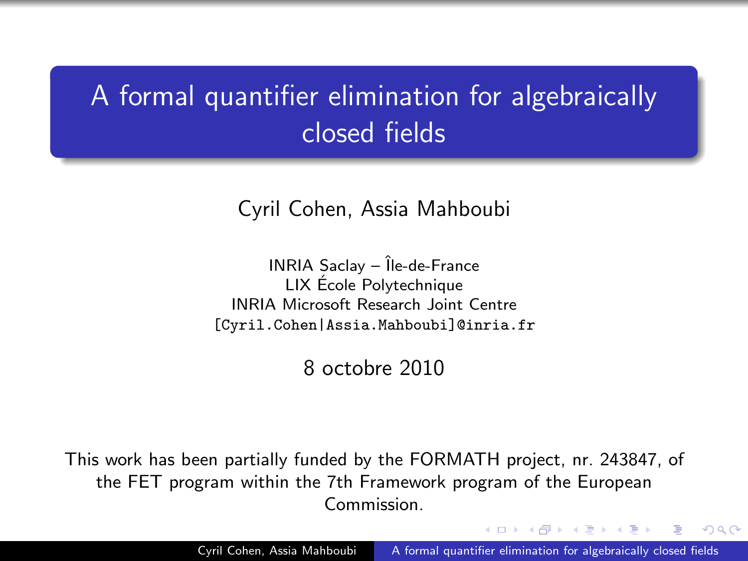# A formal quantifier elimination for algebraically closed fields

Cyril Cohen, Assia Mahboubi

INRIA Saclay – Île-de-France
LIX École Polytechnique
INRIA Microsoft Research Joint Centre
[Cyril.Cohen|Assia.Mahboubi]@inria.fr

8 octobre 2010

This work has been partially funded by the FORMATH project, nr. 243847, of the FET program within the 7th Framework program of the European Commission.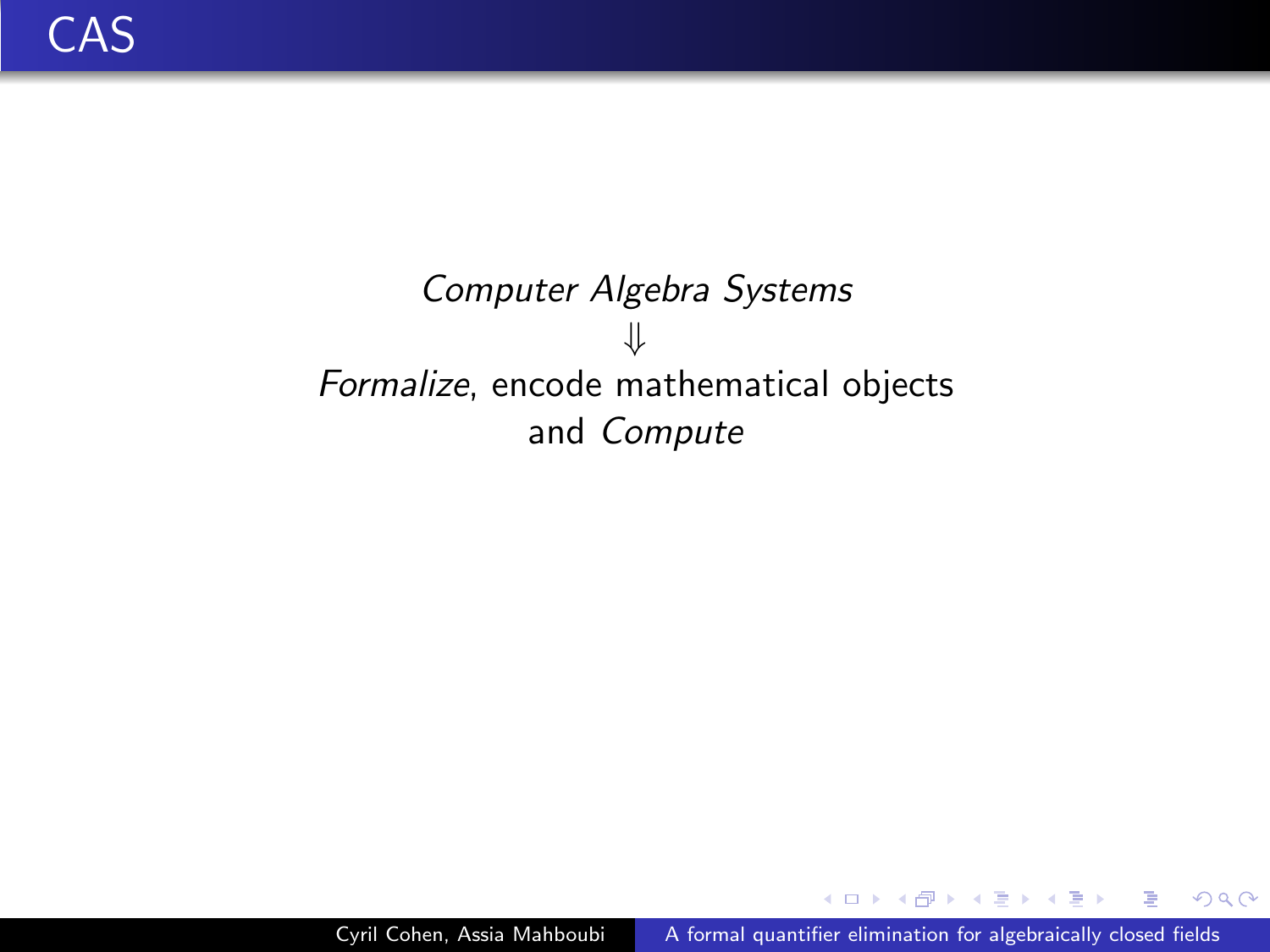# CAS

*Computer Algebra Systems*

$\Downarrow$

*Formalize*, encode mathematical objects and *Compute*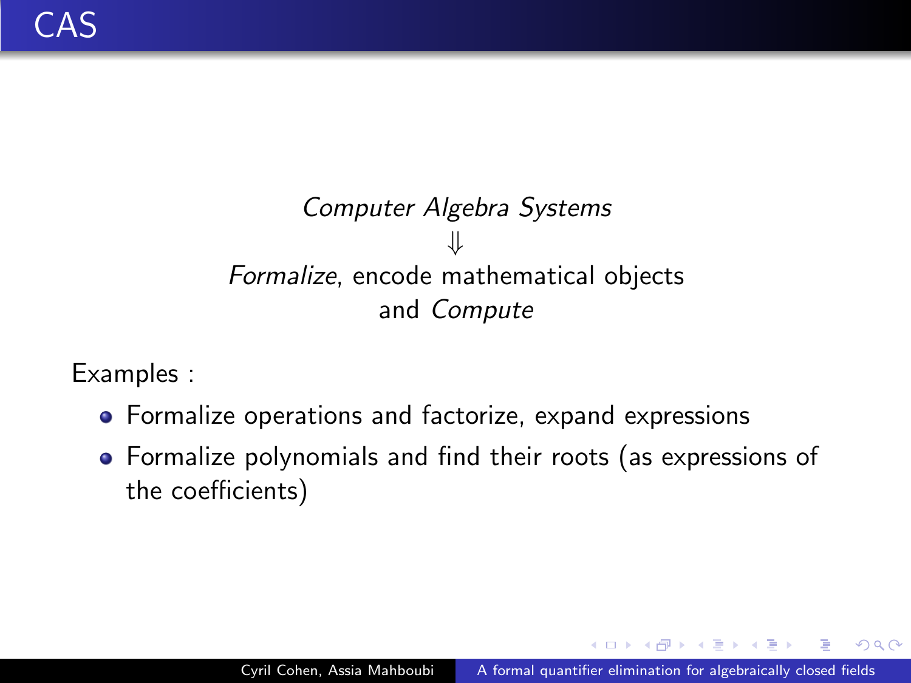# CAS

*Computer Algebra Systems*

$\Downarrow$

*Formalize*, encode mathematical objects and *Compute*

Examples :

- Formalize operations and factorize, expand expressions
- Formalize polynomials and find their roots (as expressions of the coefficients)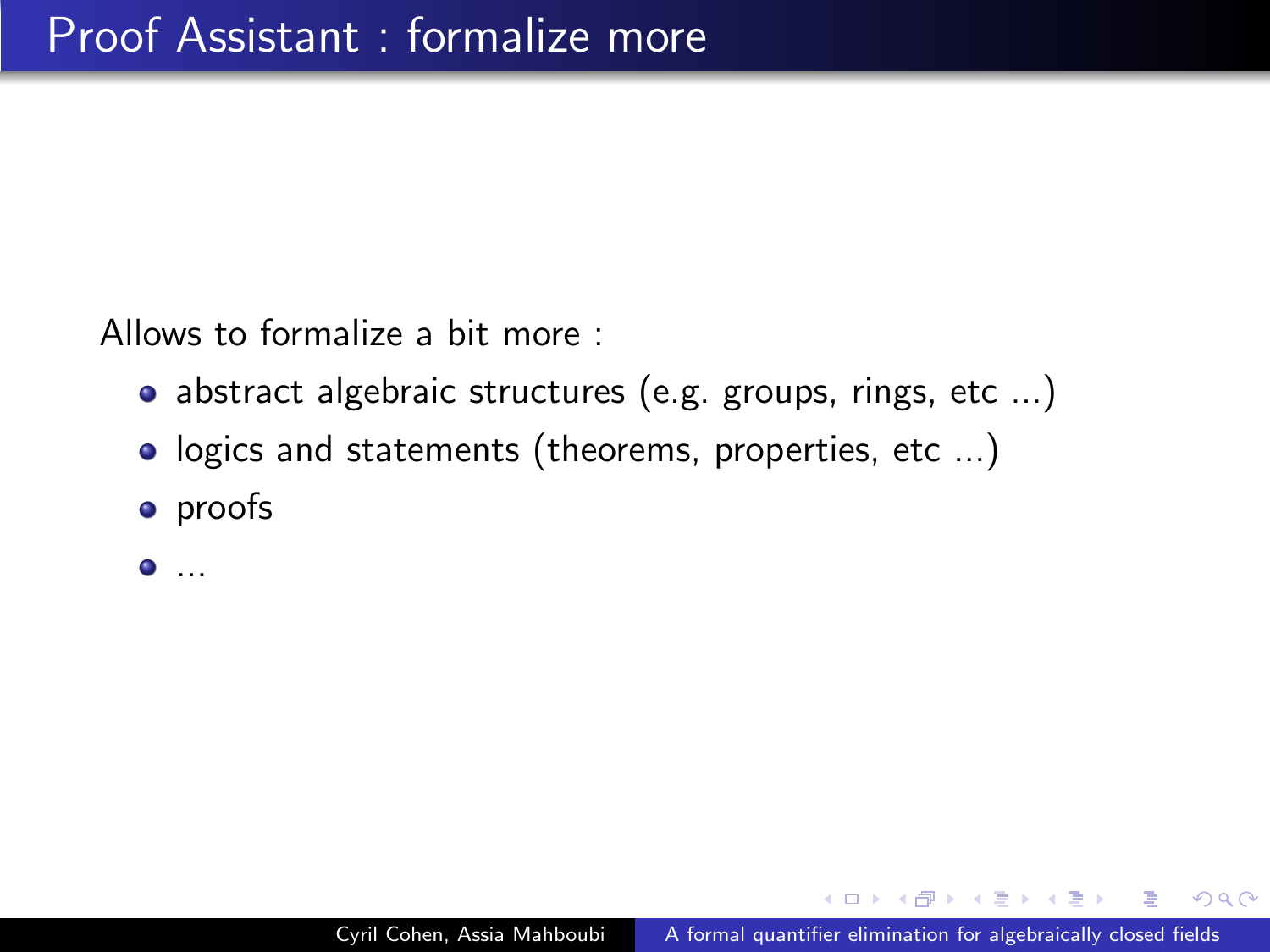# Proof Assistant : formalize more

Allows to formalize a bit more :

- abstract algebraic structures (e.g. groups, rings, etc ...)
- logics and statements (theorems, properties, etc ...)
- proofs
- ...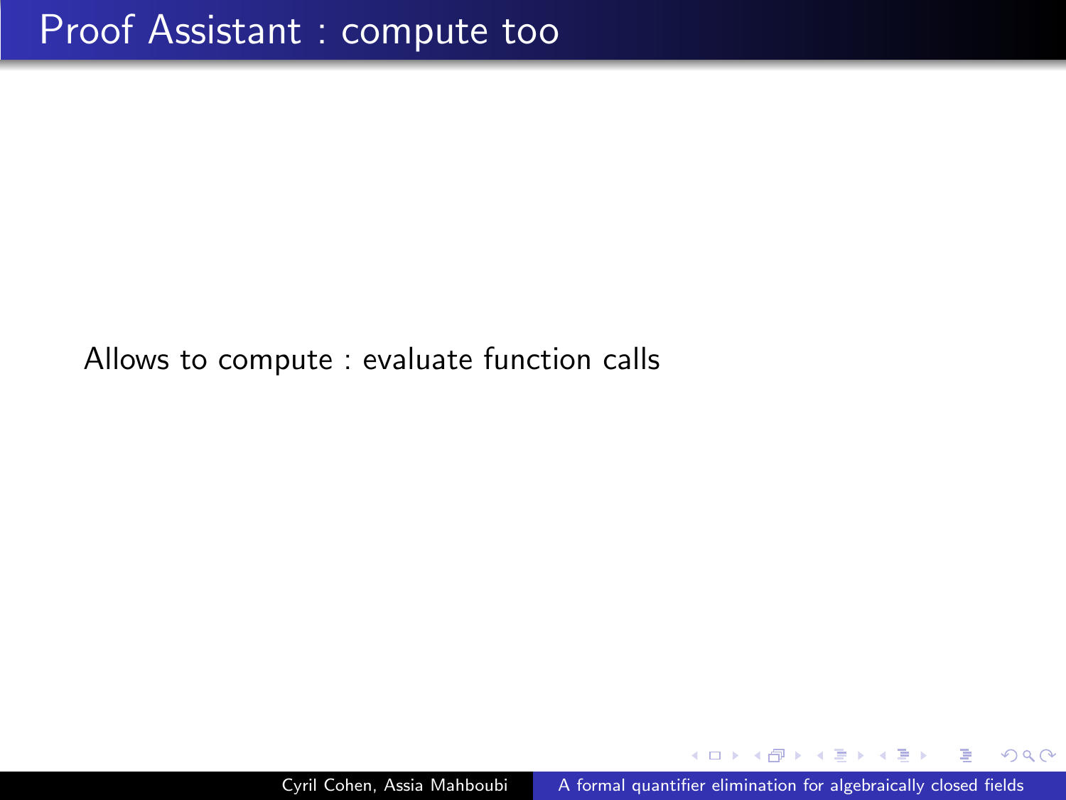# Proof Assistant : compute too

Allows to compute : evaluate function calls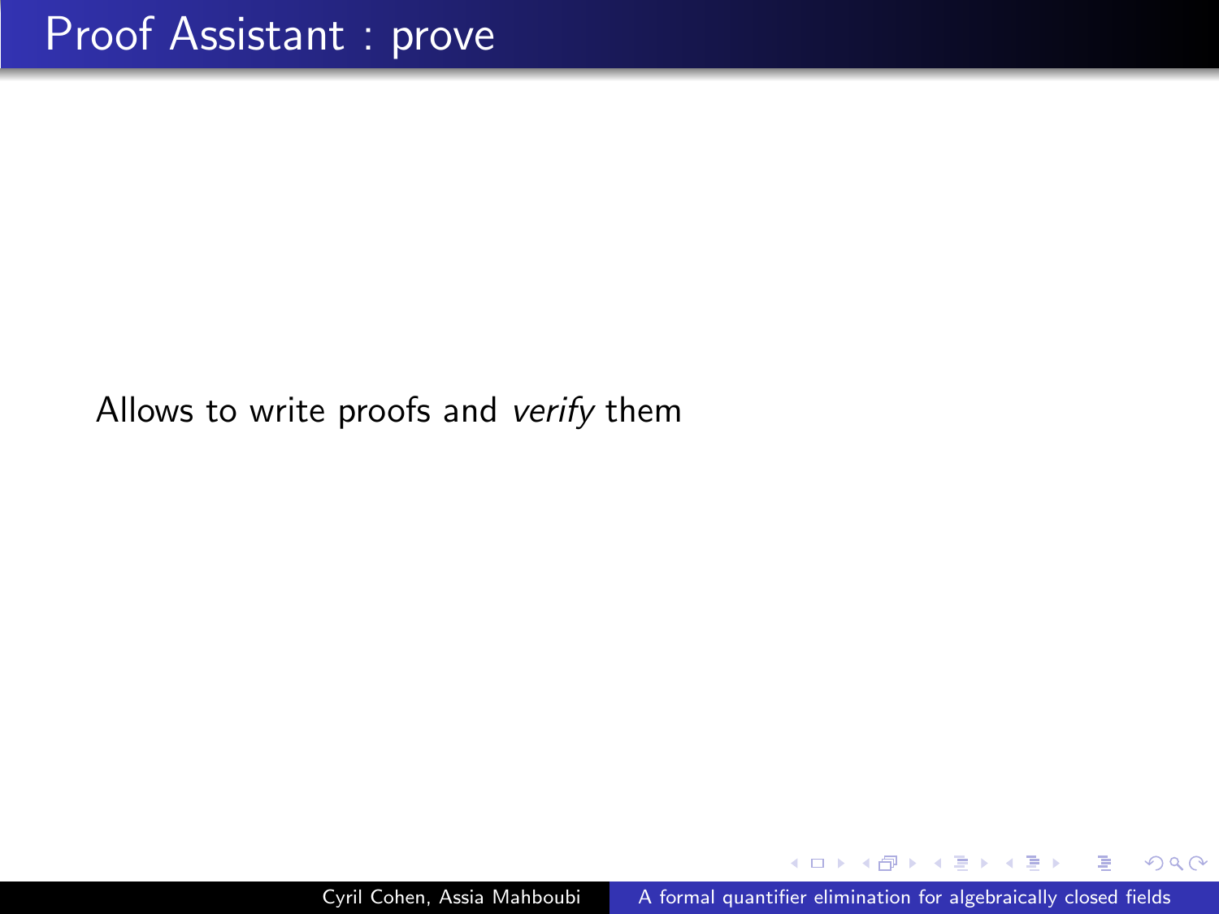# Proof Assistant : prove

Allows to write proofs and *verify* them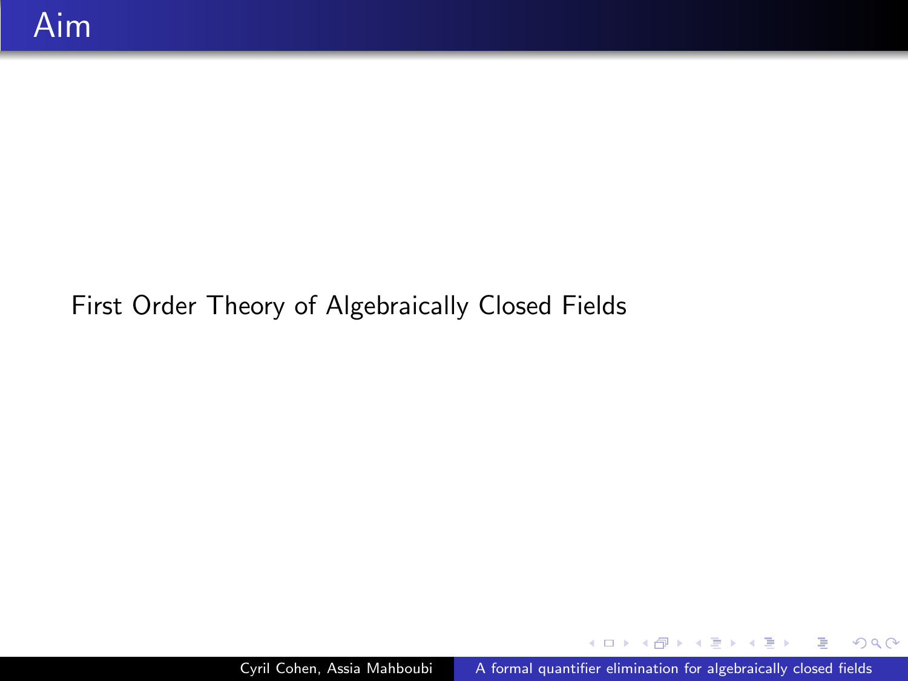# Aim

First Order Theory of Algebraically Closed Fields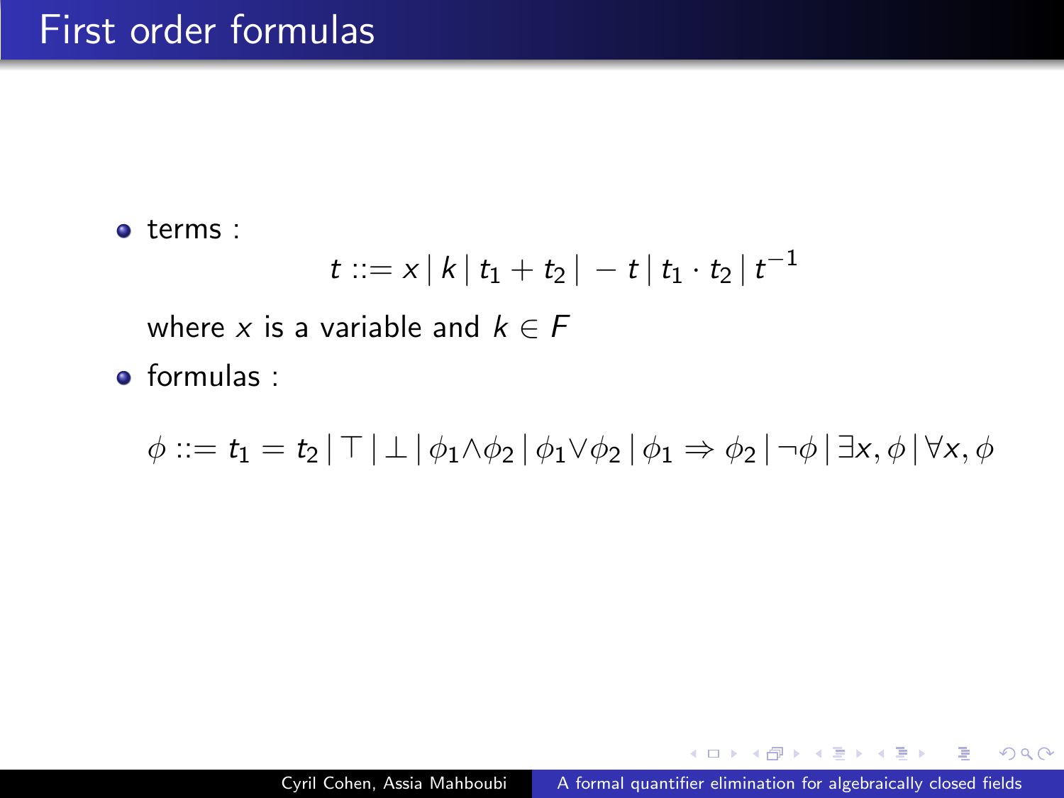# First order formulas

- terms :

$$t ::= x \,|\, k \,|\, t_1 + t_2 \,|\, -t \,|\, t_1 \cdot t_2 \,|\, t^{-1}$$

  where $x$ is a variable and $k \in F$

- formulas :

$$\phi ::= t_1 = t_2 \,|\, \top \,|\, \bot \,|\, \phi_1 \wedge \phi_2 \,|\, \phi_1 \vee \phi_2 \,|\, \phi_1 \Rightarrow \phi_2 \,|\, \neg \phi \,|\, \exists x, \phi \,|\, \forall x, \phi$$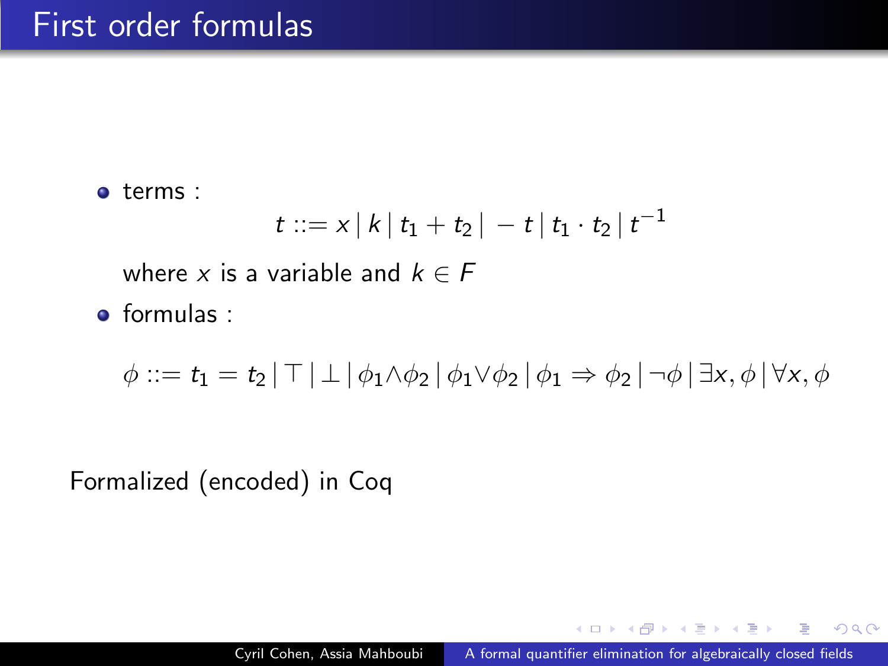# First order formulas

- terms :

$$t ::= x \mid k \mid t_1 + t_2 \mid -t \mid t_1 \cdot t_2 \mid t^{-1}$$

  where $x$ is a variable and $k \in F$

- formulas :

$$\phi ::= t_1 = t_2 \mid \top \mid \bot \mid \phi_1 \wedge \phi_2 \mid \phi_1 \vee \phi_2 \mid \phi_1 \Rightarrow \phi_2 \mid \neg \phi \mid \exists x, \phi \mid \forall x, \phi$$

Formalized (encoded) in Coq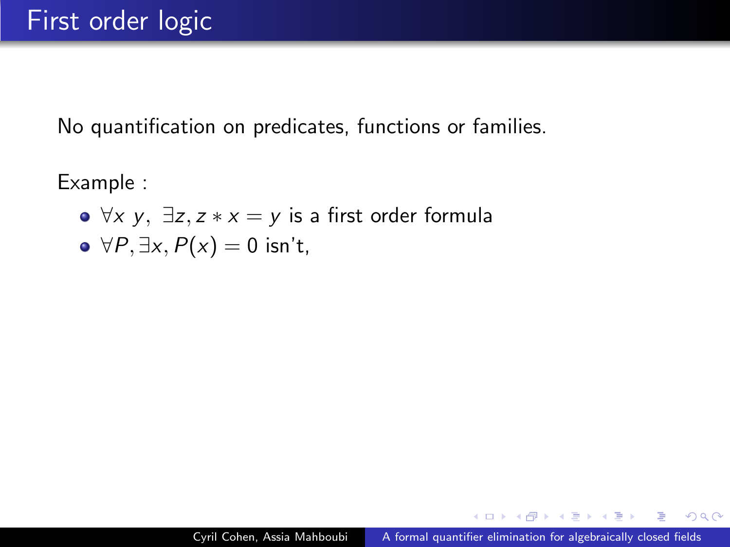# First order logic

No quantification on predicates, functions or families.

Example :

- $\forall x\ y,\ \exists z, z * x = y$ is a first order formula
- $\forall P, \exists x, P(x) = 0$ isn't,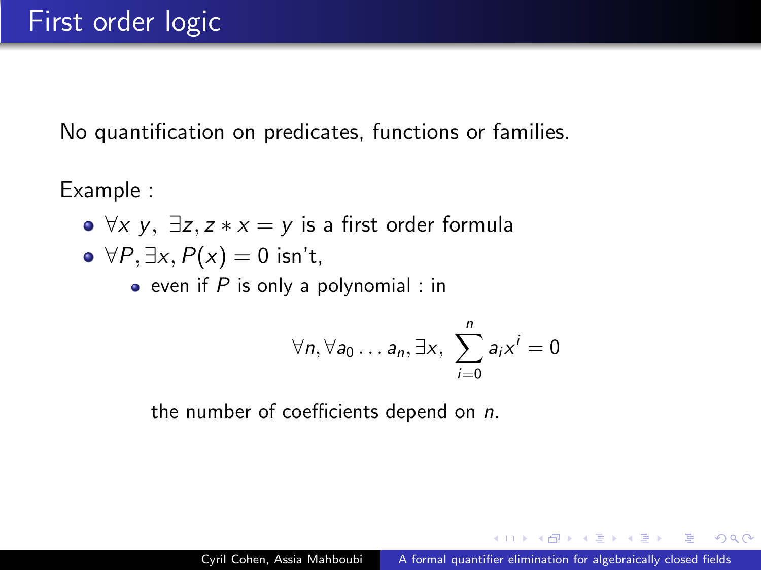# First order logic

No quantification on predicates, functions or families.

Example :

- $\forall x\ y,\ \exists z, z * x = y$ is a first order formula
- $\forall P, \exists x, P(x) = 0$ isn't,
  - even if $P$ is only a polynomial : in

$$\forall n, \forall a_0 \dots a_n, \exists x,\ \sum_{i=0}^{n} a_i x^i = 0$$

the number of coefficients depend on $n$.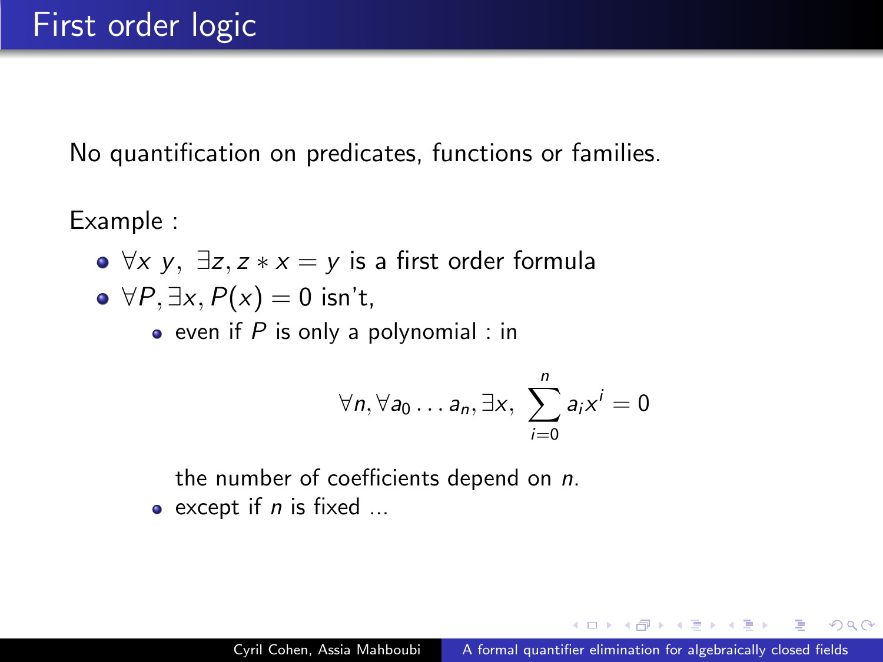# First order logic

No quantification on predicates, functions or families.

Example :

- $\forall x\ y,\ \exists z, z * x = y$ is a first order formula
- $\forall P, \exists x, P(x) = 0$ isn't,
  - even if $P$ is only a polynomial : in

$$\forall n, \forall a_0 \dots a_n, \exists x,\ \sum_{i=0}^{n} a_i x^i = 0$$

    the number of coefficients depend on $n$.

  - except if $n$ is fixed ...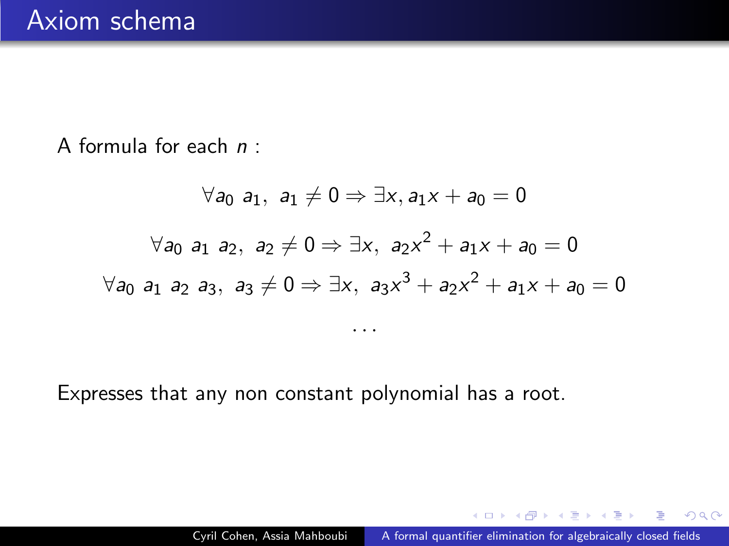# Axiom schema

A formula for each $n$ :

$$\forall a_0 \ a_1, \ a_1 \neq 0 \Rightarrow \exists x, a_1 x + a_0 = 0$$

$$\forall a_0 \ a_1 \ a_2, \ a_2 \neq 0 \Rightarrow \exists x, \ a_2 x^2 + a_1 x + a_0 = 0$$

$$\forall a_0 \ a_1 \ a_2 \ a_3, \ a_3 \neq 0 \Rightarrow \exists x, \ a_3 x^3 + a_2 x^2 + a_1 x + a_0 = 0$$

$$\ldots$$

Expresses that any non constant polynomial has a root.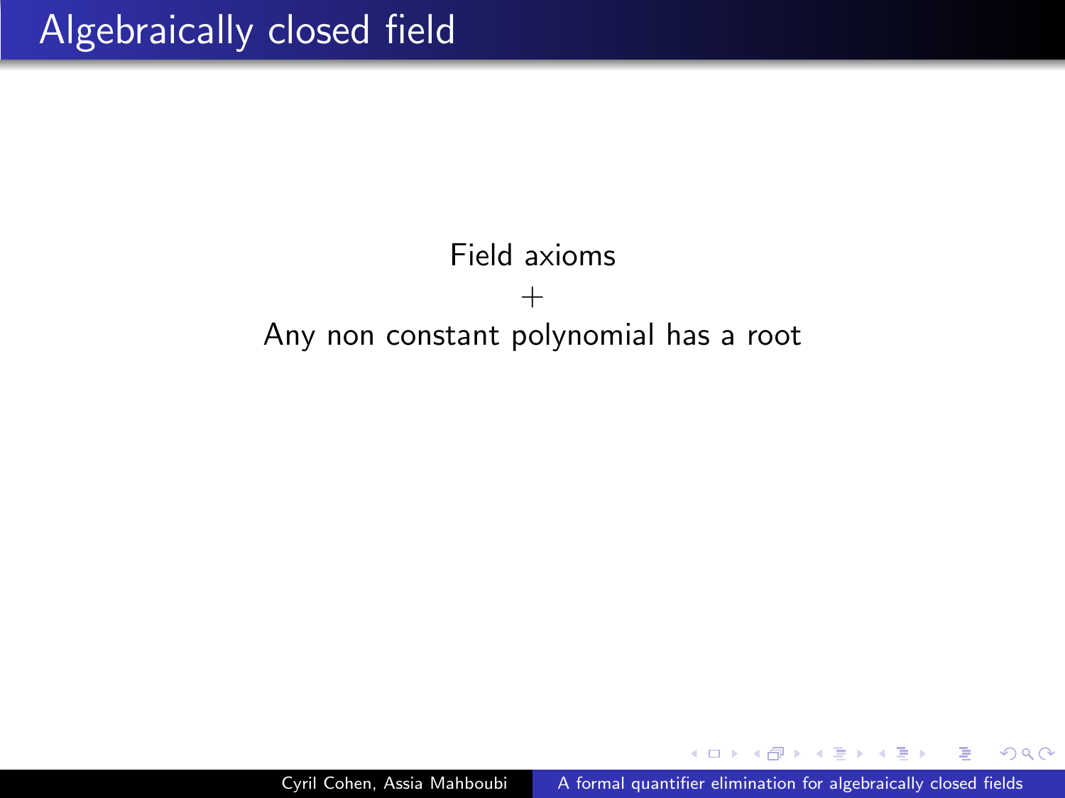# Algebraically closed field

Field axioms

$+$

Any non constant polynomial has a root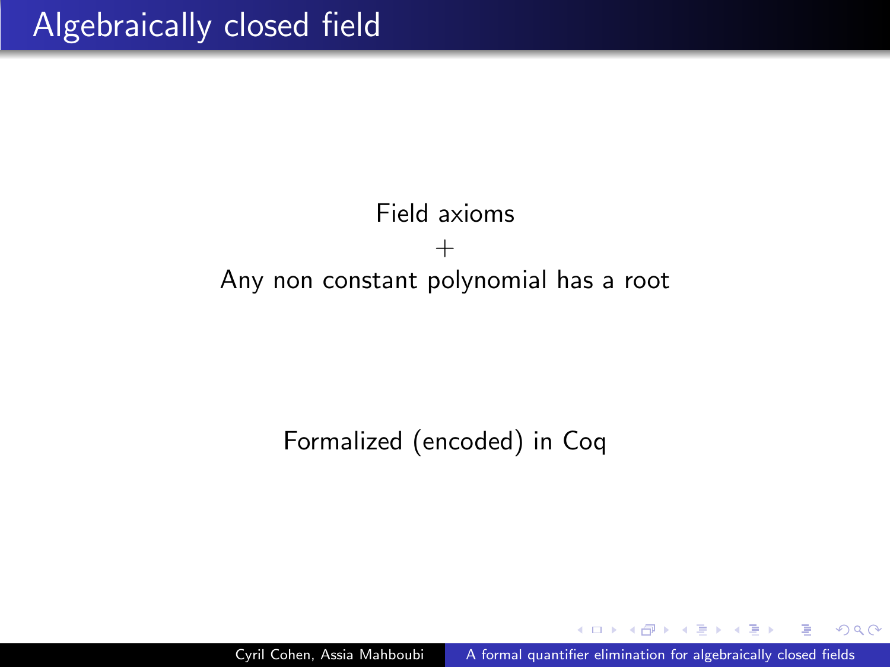# Algebraically closed field

Field axioms

$+$

Any non constant polynomial has a root

Formalized (encoded) in Coq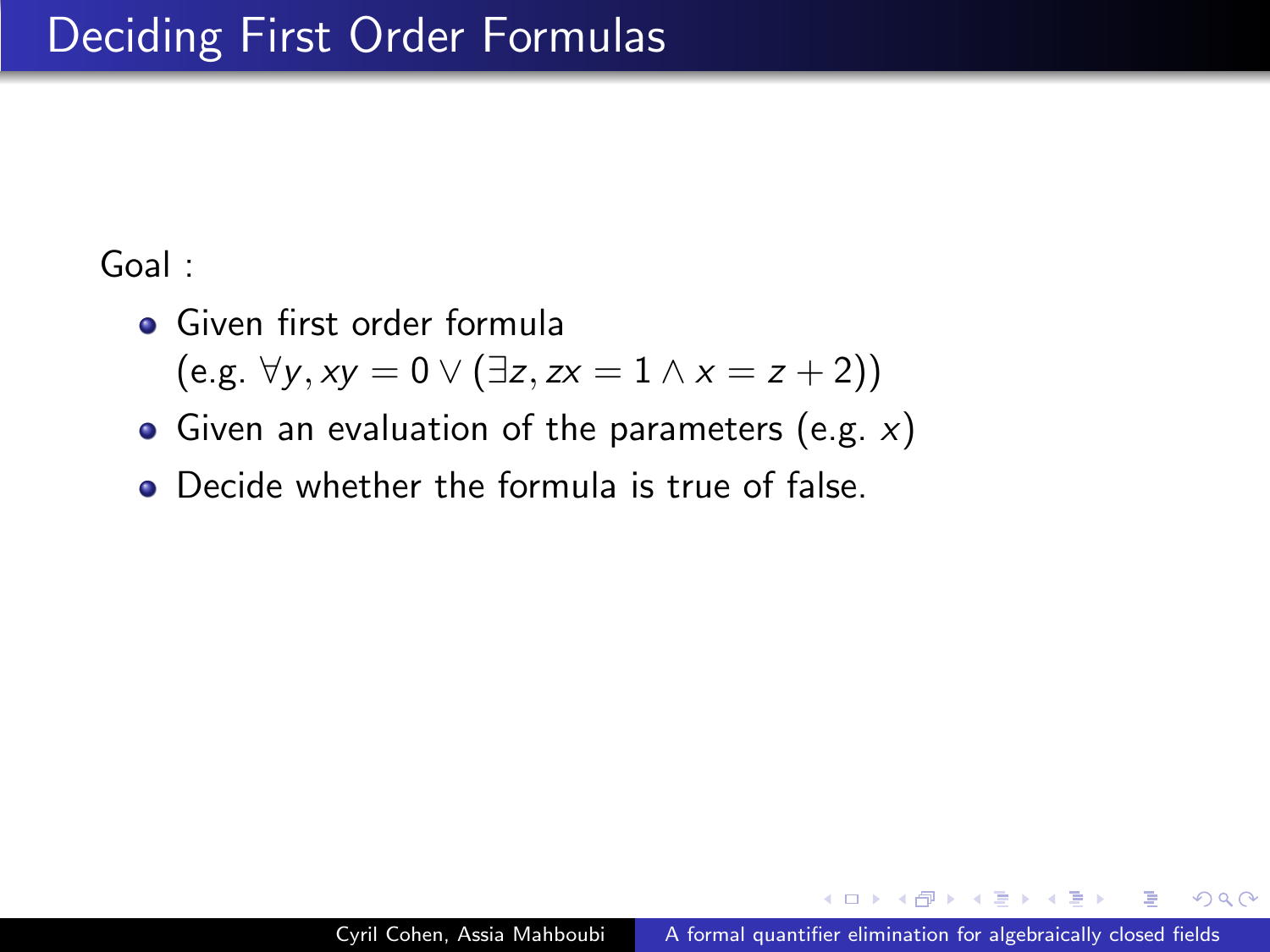# Deciding First Order Formulas

Goal :

- Given first order formula (e.g. $\forall y, xy = 0 \vee (\exists z, zx = 1 \wedge x = z + 2)$)
- Given an evaluation of the parameters (e.g. $x$)
- Decide whether the formula is true of false.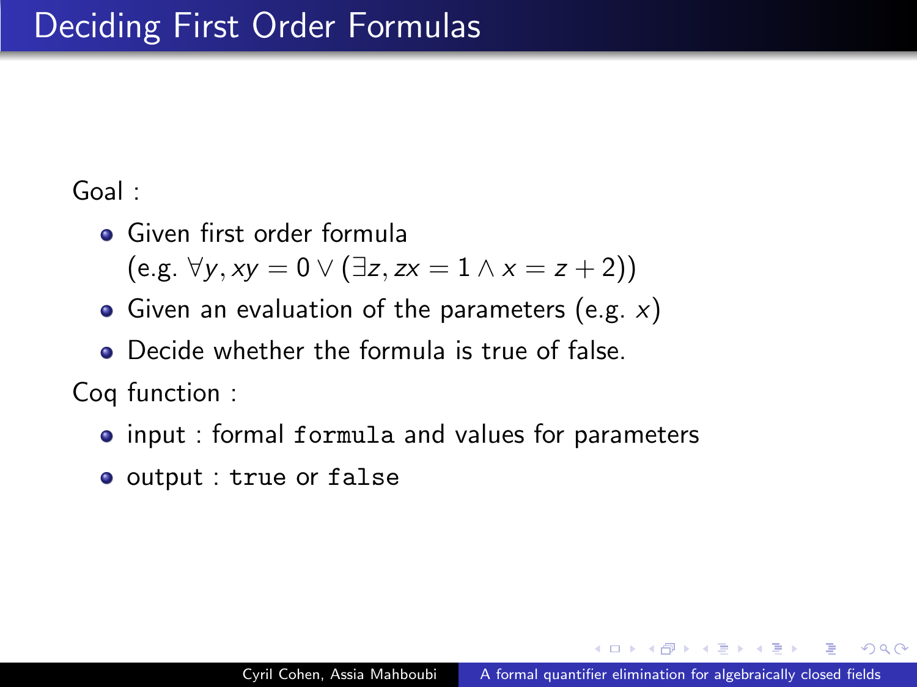# Deciding First Order Formulas

Goal :

- Given first order formula (e.g. $\forall y, xy = 0 \vee (\exists z, zx = 1 \wedge x = z + 2))$
- Given an evaluation of the parameters (e.g. $x$)
- Decide whether the formula is true of false.

Coq function :

- input : formal `formula` and values for parameters
- output : `true` or `false`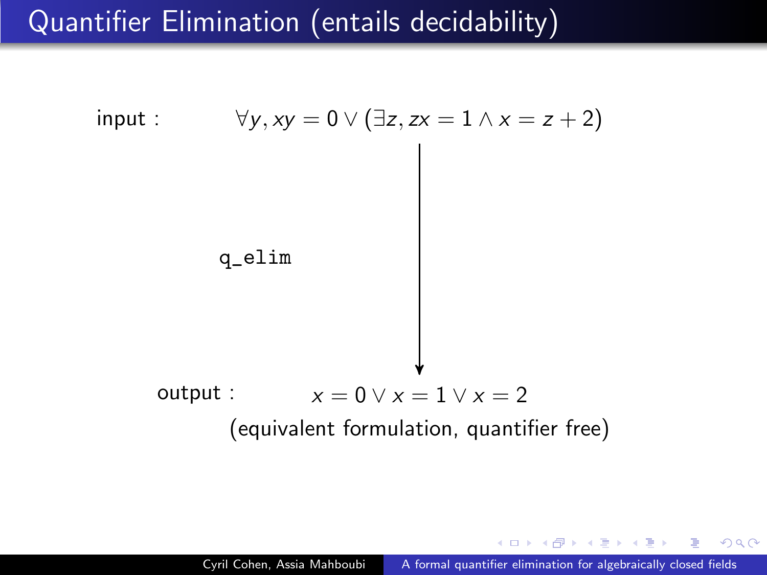# Quantifier Elimination (entails decidability)

input : $\forall y, xy = 0 \vee (\exists z, zx = 1 \wedge x = z + 2)$

↓ `q_elim`

output : $x = 0 \vee x = 1 \vee x = 2$

(equivalent formulation, quantifier free)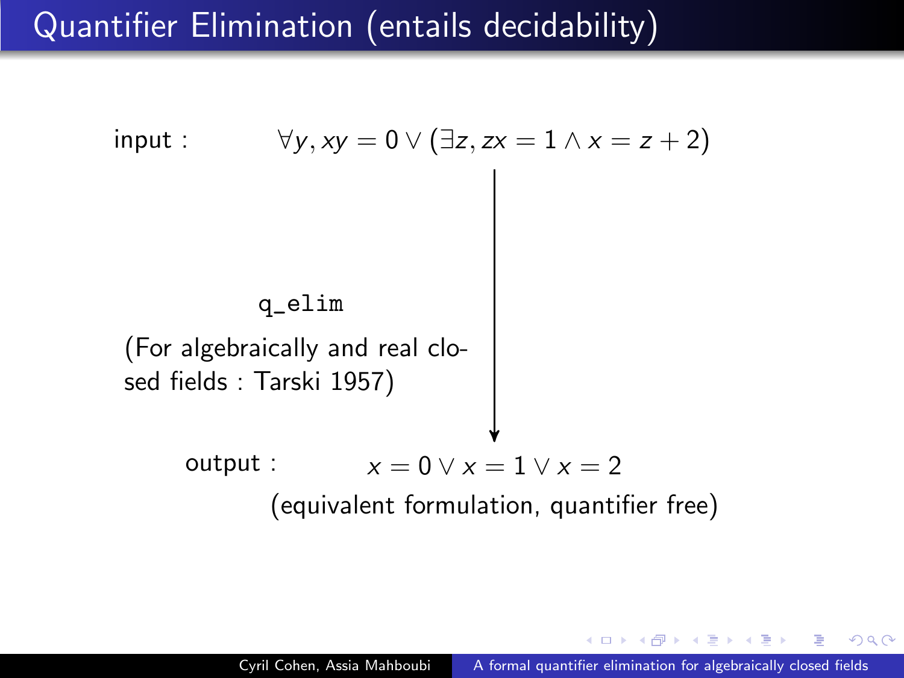# Quantifier Elimination (entails decidability)

input : $\forall y, xy = 0 \vee (\exists z, zx = 1 \wedge x = z + 2)$

`q_elim`

(For algebraically and real closed fields : Tarski 1957)

output : $x = 0 \vee x = 1 \vee x = 2$

(equivalent formulation, quantifier free)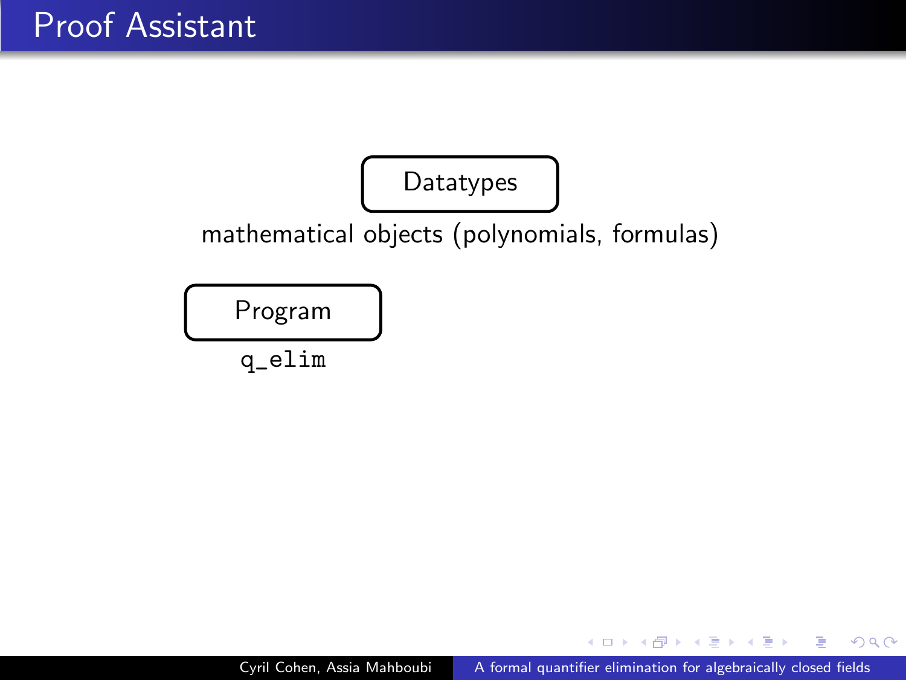# Proof Assistant

**Datatypes**

mathematical objects (polynomials, formulas)

**Program**

`q_elim`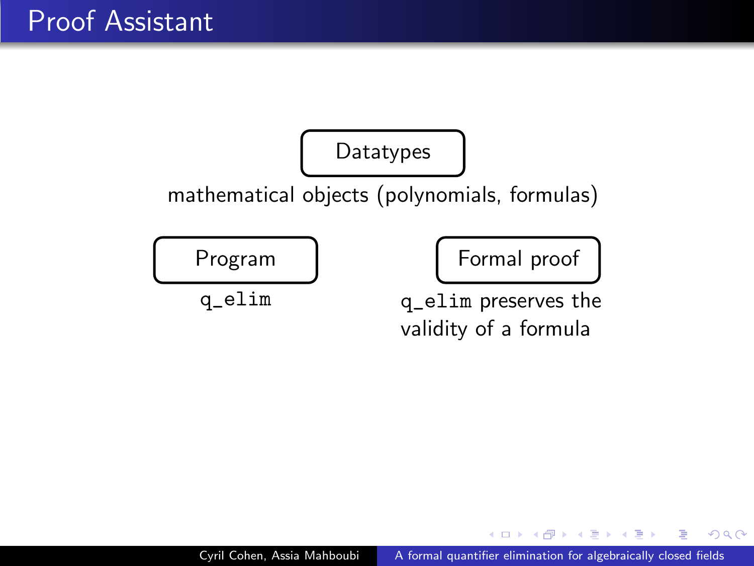# Proof Assistant

**Datatypes**

mathematical objects (polynomials, formulas)

**Program**

`q_elim`

**Formal proof**

`q_elim` preserves the validity of a formula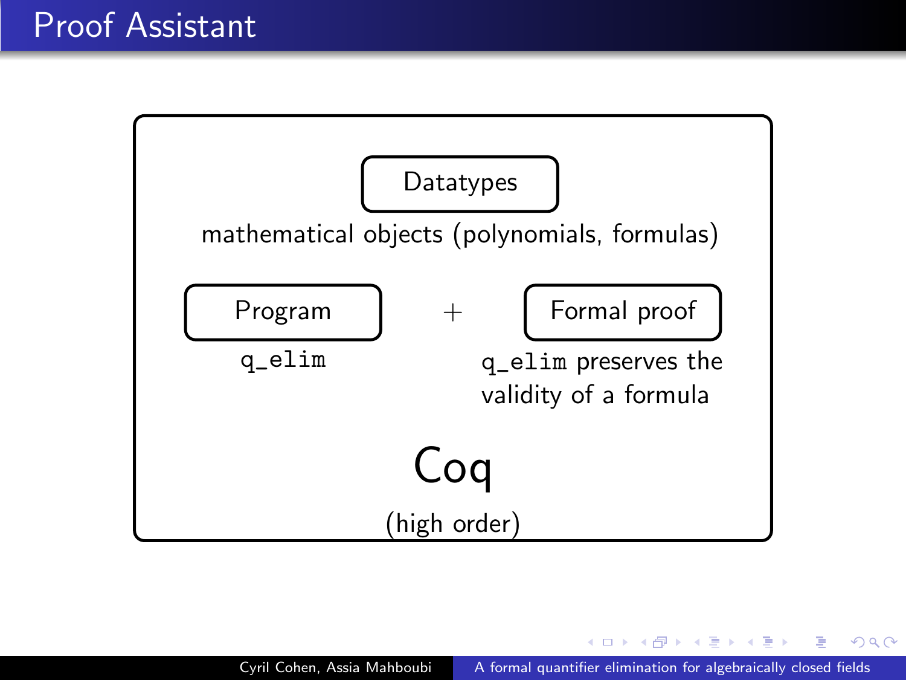# Proof Assistant

**Datatypes**

mathematical objects (polynomials, formulas)

**Program** + **Formal proof**

`q_elim`

`q_elim` preserves the validity of a formula

## Coq

(high order)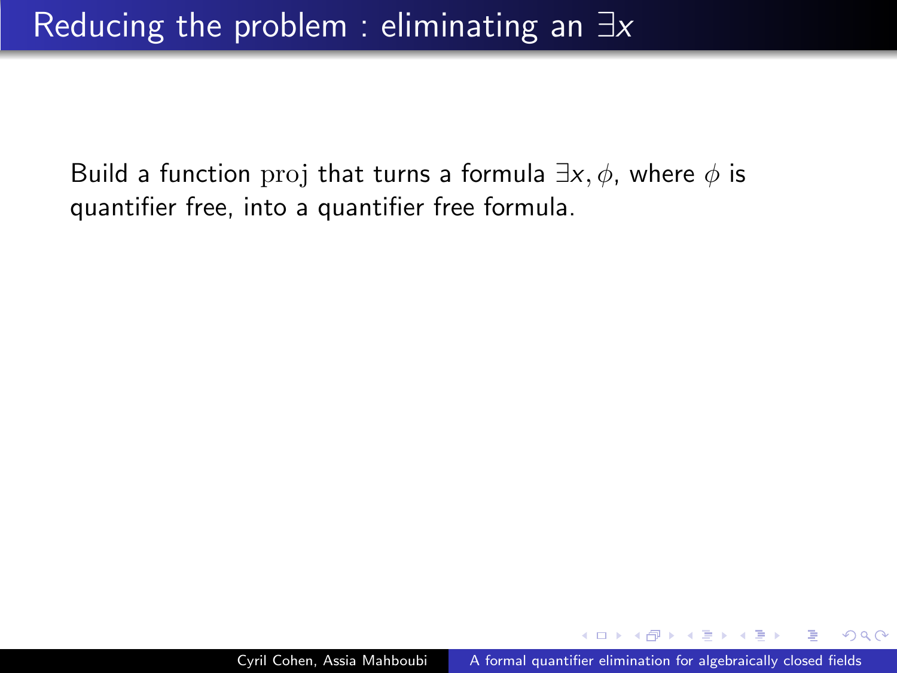# Reducing the problem : eliminating an $\exists x$

Build a function $\mathrm{proj}$ that turns a formula $\exists x, \phi$, where $\phi$ is quantifier free, into a quantifier free formula.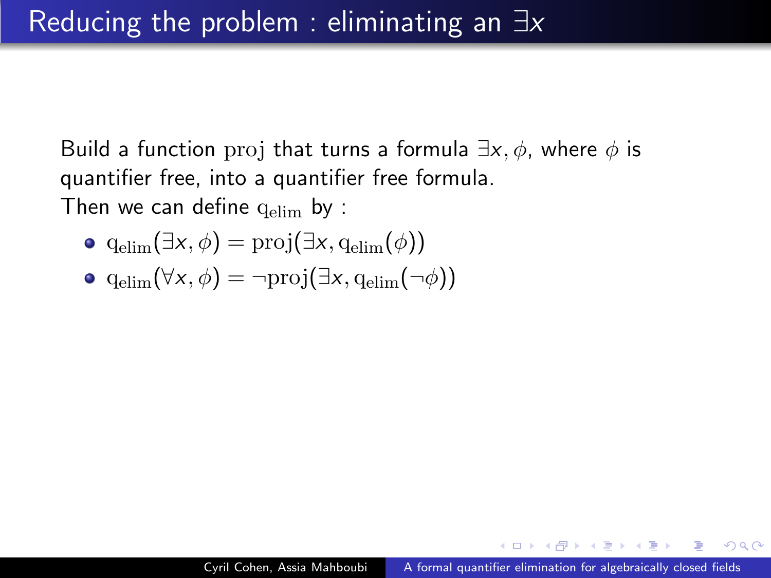# Reducing the problem : eliminating an $\exists x$

Build a function $\mathrm{proj}$ that turns a formula $\exists x, \phi$, where $\phi$ is quantifier free, into a quantifier free formula.
Then we can define $\mathrm{q_{elim}}$ by :

- $\mathrm{q_{elim}}(\exists x, \phi) = \mathrm{proj}(\exists x, \mathrm{q_{elim}}(\phi))$
- $\mathrm{q_{elim}}(\forall x, \phi) = \neg \mathrm{proj}(\exists x, \mathrm{q_{elim}}(\neg \phi))$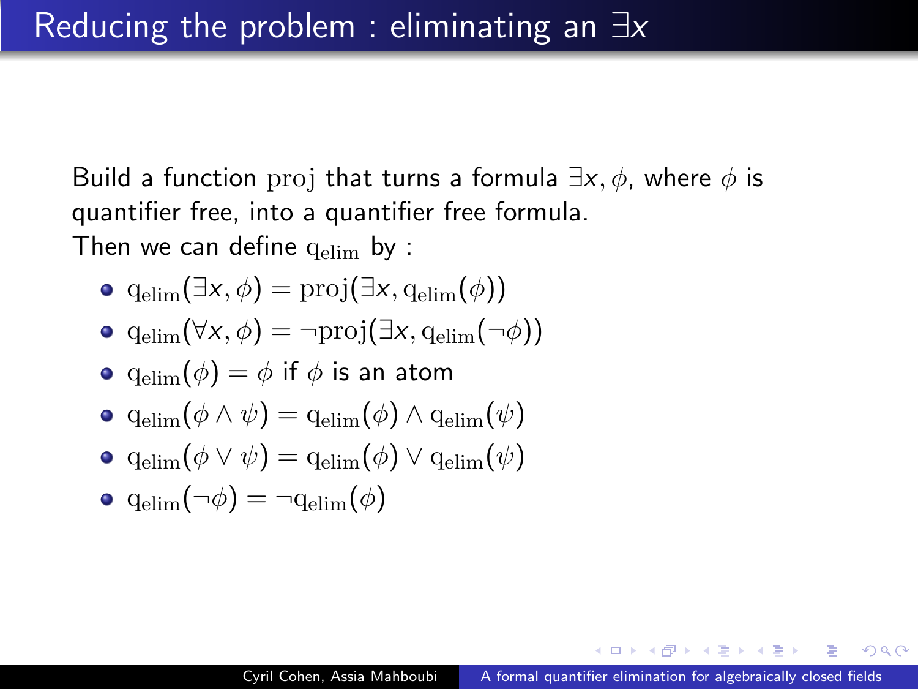# Reducing the problem : eliminating an $\exists x$

Build a function $\mathrm{proj}$ that turns a formula $\exists x, \phi$, where $\phi$ is quantifier free, into a quantifier free formula.
Then we can define $\mathrm{q_{elim}}$ by :

- $\mathrm{q_{elim}}(\exists x, \phi) = \mathrm{proj}(\exists x, \mathrm{q_{elim}}(\phi))$
- $\mathrm{q_{elim}}(\forall x, \phi) = \neg \mathrm{proj}(\exists x, \mathrm{q_{elim}}(\neg \phi))$
- $\mathrm{q_{elim}}(\phi) = \phi$ if $\phi$ is an atom
- $\mathrm{q_{elim}}(\phi \wedge \psi) = \mathrm{q_{elim}}(\phi) \wedge \mathrm{q_{elim}}(\psi)$
- $\mathrm{q_{elim}}(\phi \vee \psi) = \mathrm{q_{elim}}(\phi) \vee \mathrm{q_{elim}}(\psi)$
- $\mathrm{q_{elim}}(\neg \phi) = \neg \mathrm{q_{elim}}(\phi)$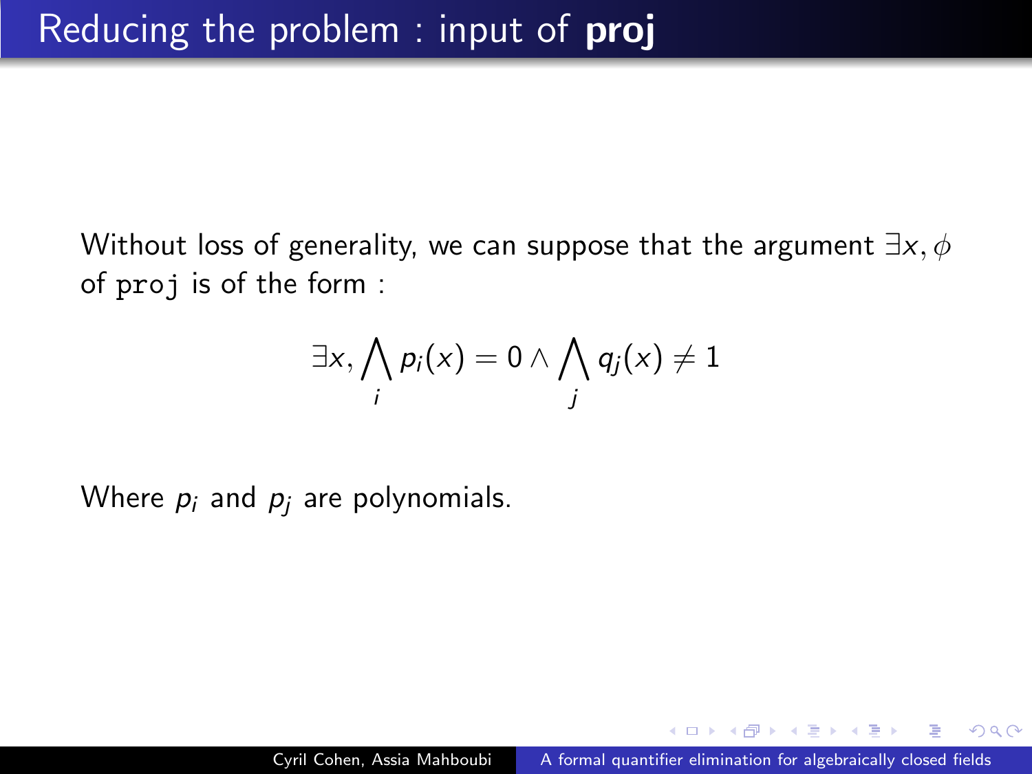# Reducing the problem : input of **proj**

Without loss of generality, we can suppose that the argument $\exists x, \phi$ of `proj` is of the form :

$$\exists x, \bigwedge_i p_i(x) = 0 \wedge \bigwedge_j q_j(x) \neq 1$$

Where $p_i$ and $p_j$ are polynomials.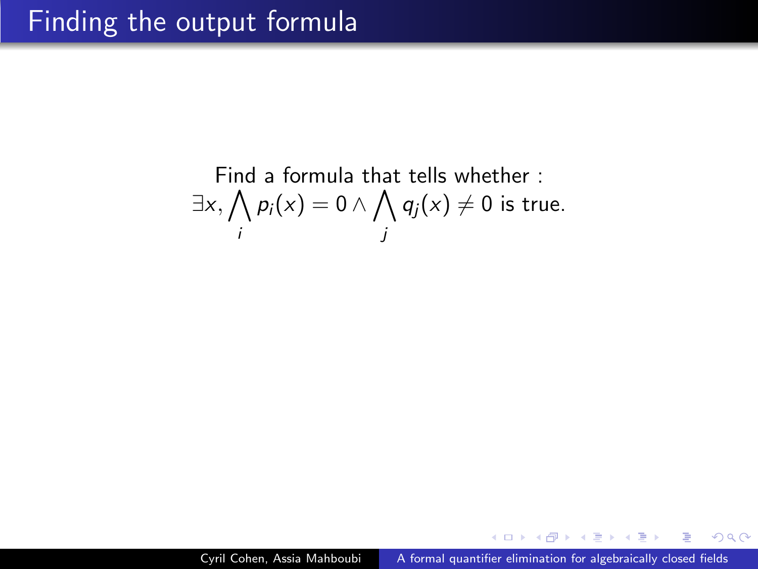# Finding the output formula

Find a formula that tells whether :

$$\exists x, \bigwedge_i p_i(x) = 0 \wedge \bigwedge_j q_j(x) \neq 0 \text{ is true.}$$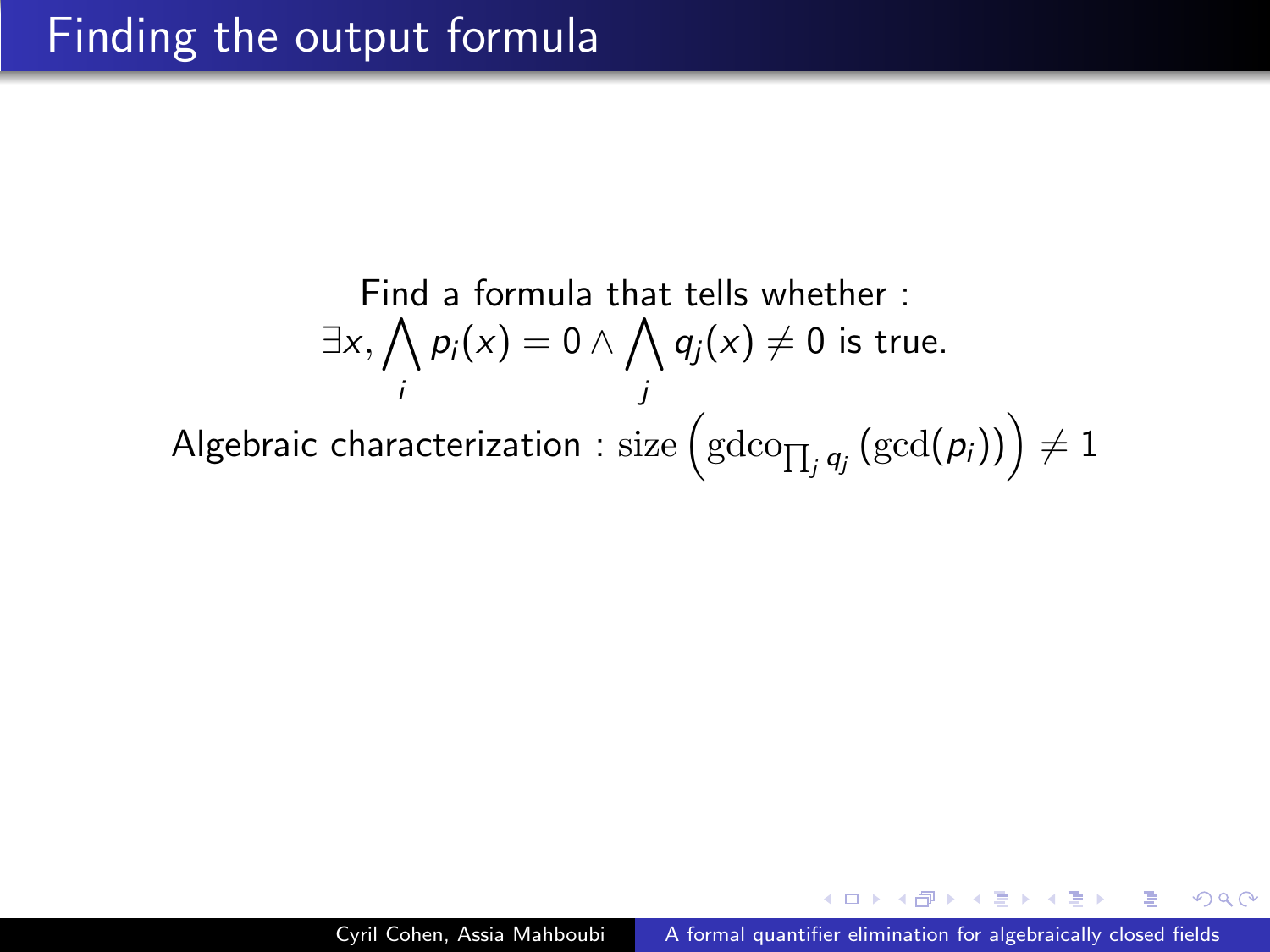# Finding the output formula

Find a formula that tells whether :

$$\exists x, \bigwedge_i p_i(x) = 0 \wedge \bigwedge_j q_j(x) \neq 0 \text{ is true.}$$

Algebraic characterization : $\mathrm{size}\left(\mathrm{gdco}_{\prod_j q_j}\left(\mathrm{gcd}(p_i)\right)\right) \neq 1$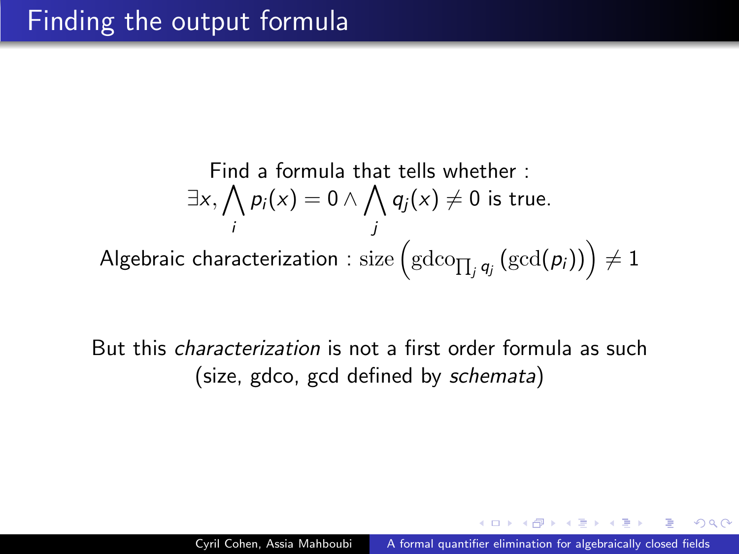# Finding the output formula

Find a formula that tells whether :

$$\exists x, \bigwedge_i p_i(x) = 0 \wedge \bigwedge_j q_j(x) \neq 0 \text{ is true.}$$

Algebraic characterization : $\mathrm{size}\left(\mathrm{gdco}_{\prod_j q_j}\left(\mathrm{gcd}(p_i)\right)\right) \neq 1$

But this *characterization* is not a first order formula as such (size, gdco, gcd defined by *schemata*)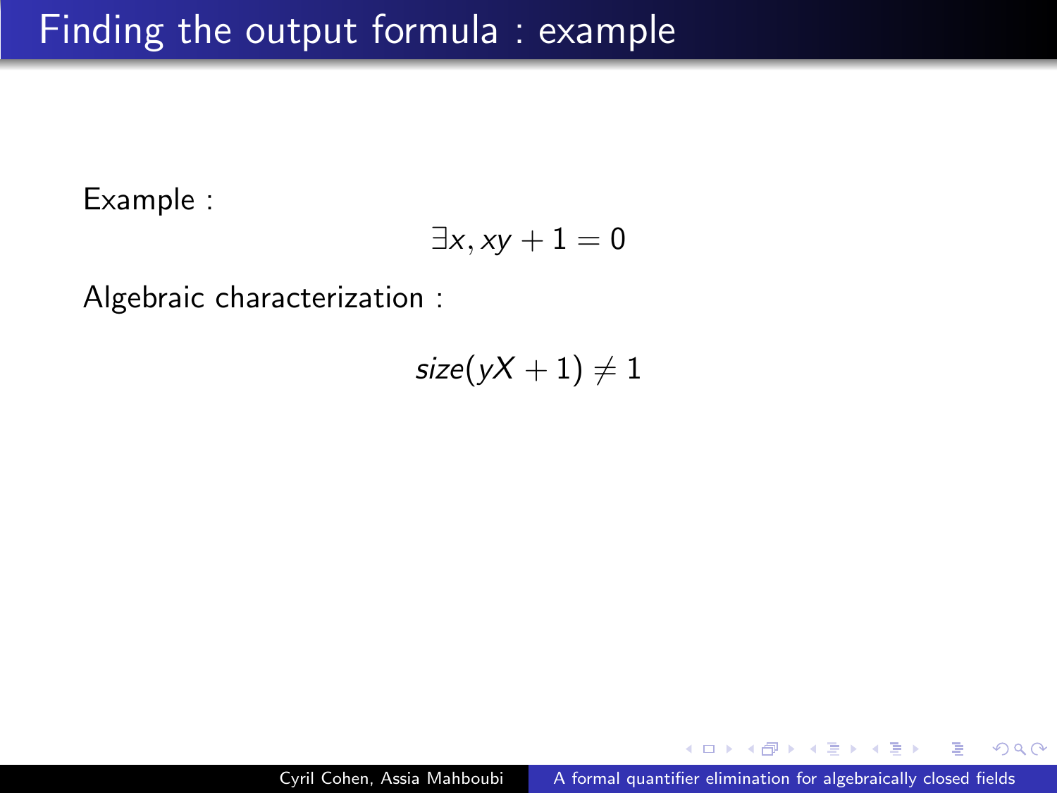# Finding the output formula : example

Example :

$$\exists x, xy + 1 = 0$$

Algebraic characterization :

$$size(yX + 1) \neq 1$$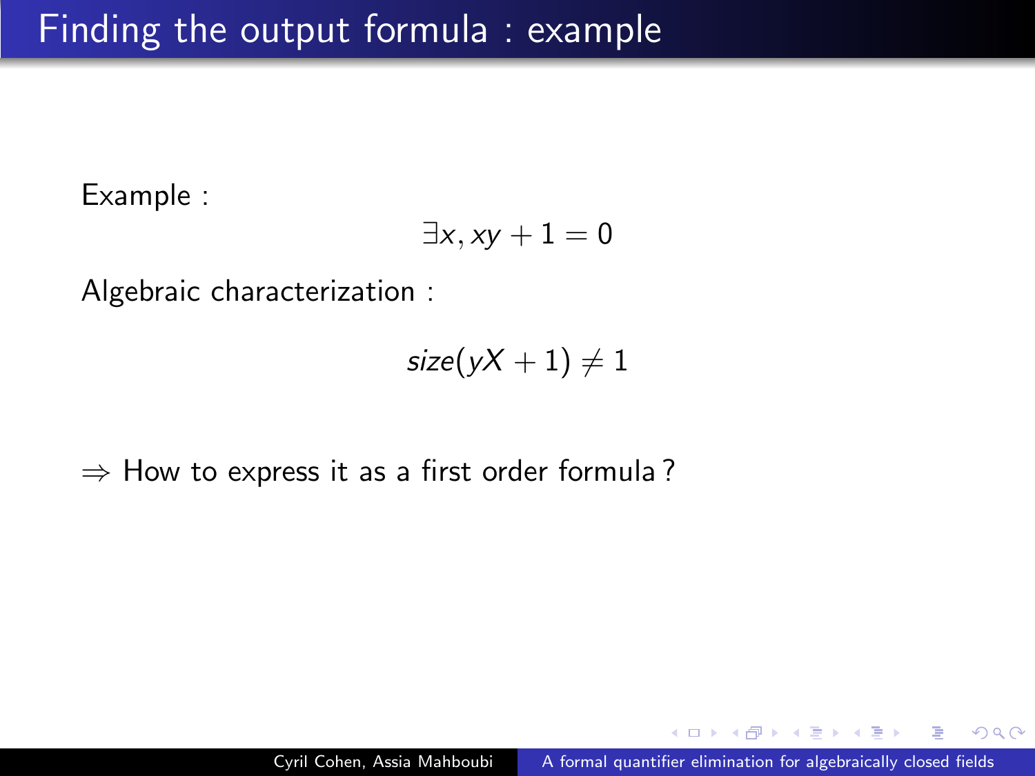# Finding the output formula : example

Example :

$$\exists x, xy + 1 = 0$$

Algebraic characterization :

$$size(yX + 1) \neq 1$$

$\Rightarrow$ How to express it as a first order formula ?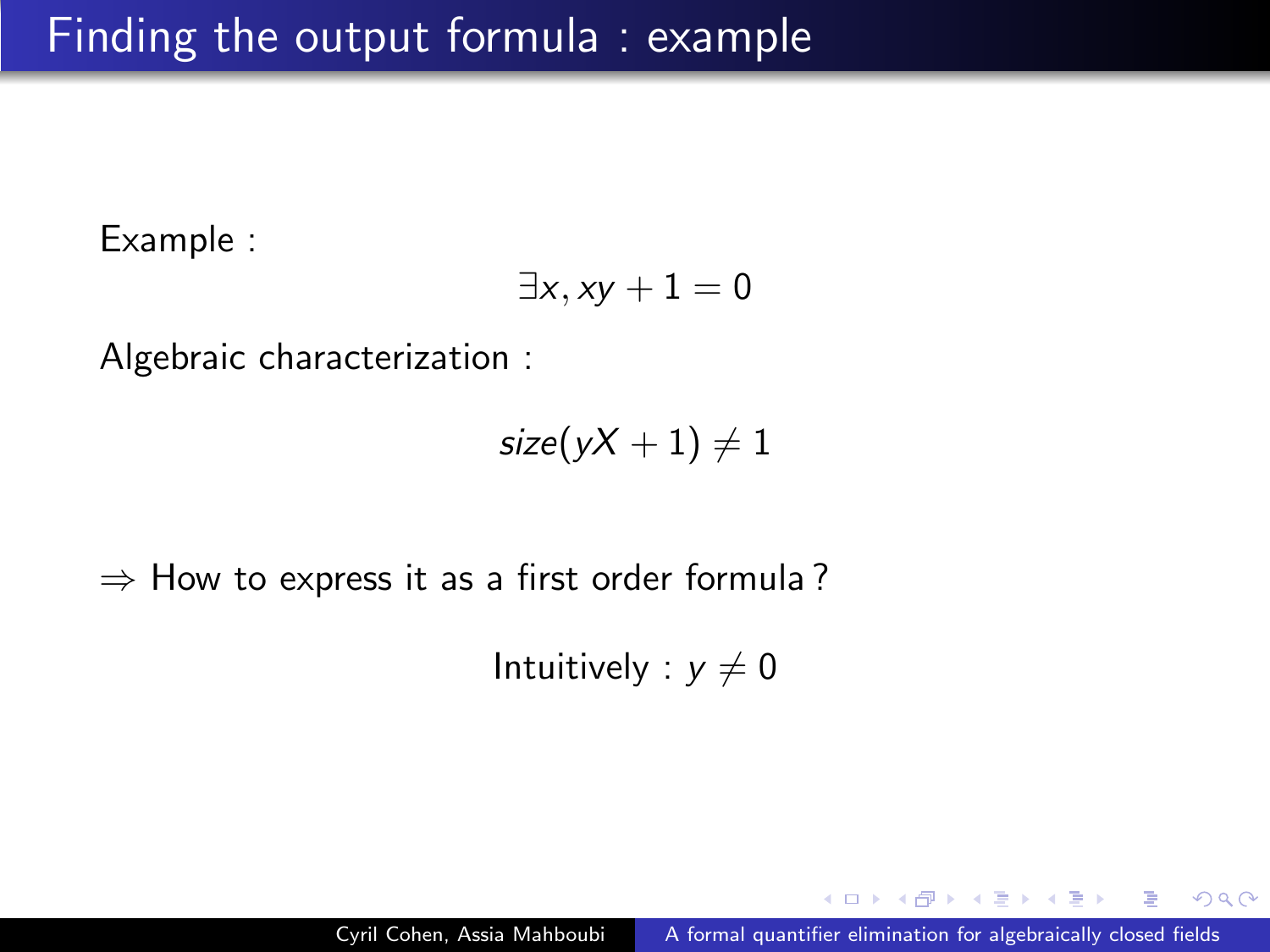# Finding the output formula : example

Example :

$$\exists x, xy + 1 = 0$$

Algebraic characterization :

$$size(yX + 1) \neq 1$$

$\Rightarrow$ How to express it as a first order formula ?

Intuitively : $y \neq 0$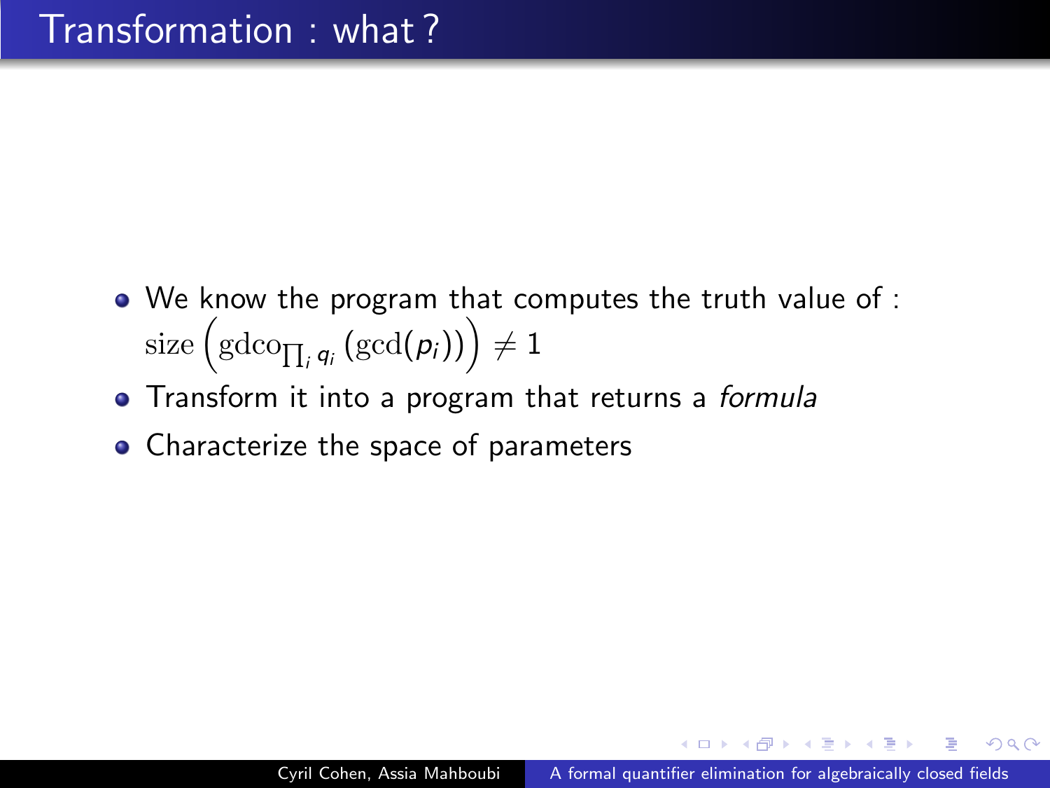# Transformation : what ?

- We know the program that computes the truth value of : $\mathrm{size}\left(\mathrm{gdco}_{\prod_i q_i}\left(\mathrm{gcd}(p_i)\right)\right) \neq 1$
- Transform it into a program that returns a *formula*
- Characterize the space of parameters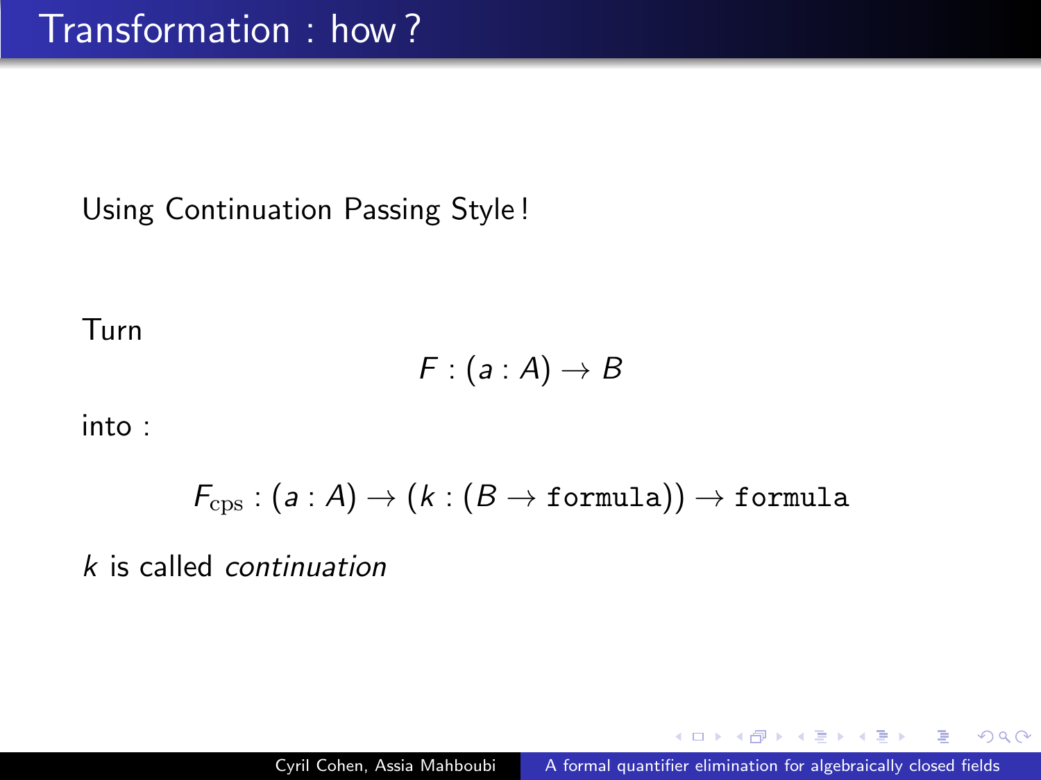# Transformation : how ?

Using Continuation Passing Style !

Turn

$$F : (a : A) \to B$$

into :

$$F_{\text{cps}} : (a : A) \to (k : (B \to \texttt{formula})) \to \texttt{formula}$$

$k$ is called *continuation*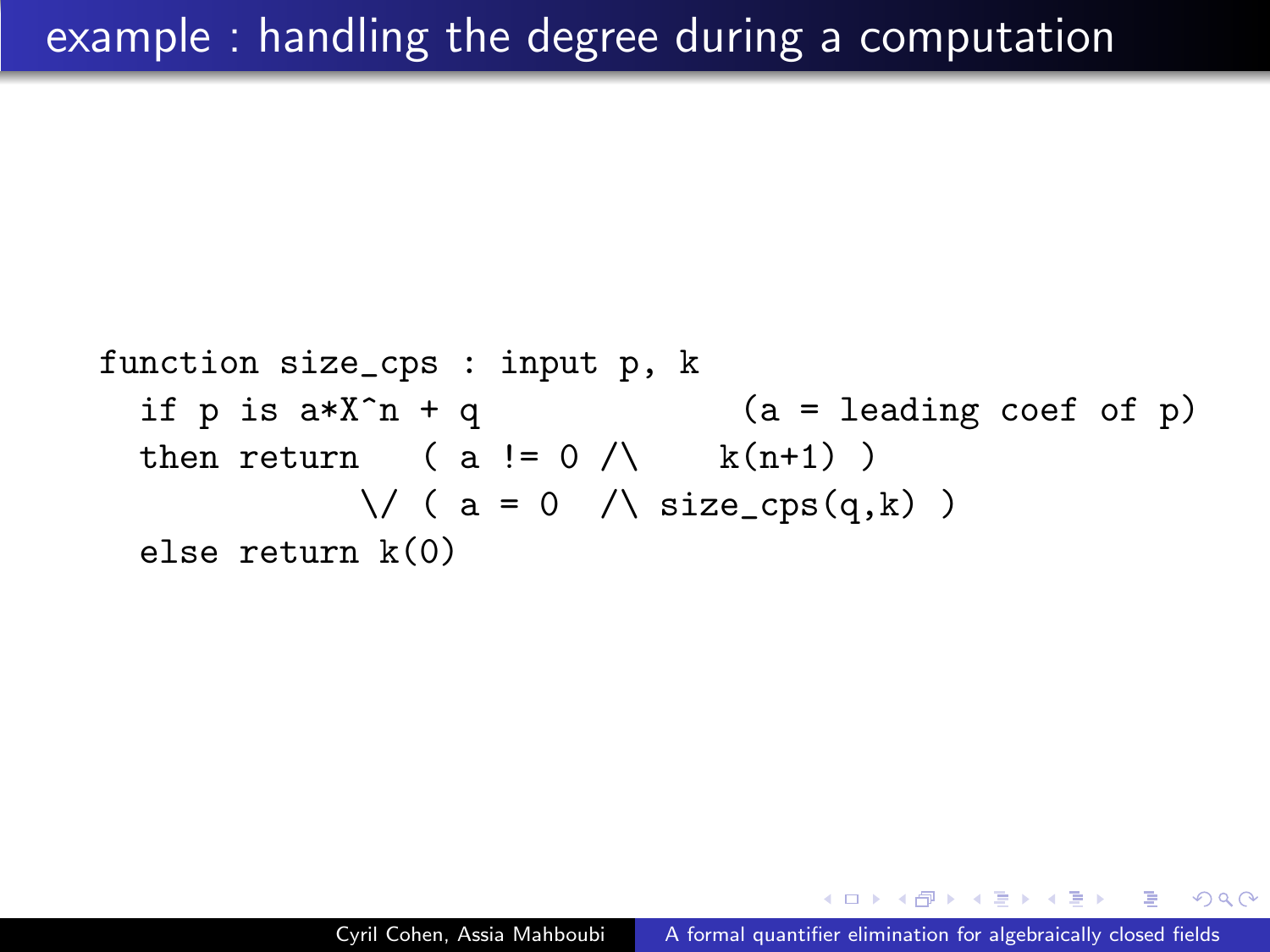# example : handling the degree during a computation

```
function size_cps : input p, k
  if p is a*X^n + q              (a = leading coef of p)
  then return   ( a != 0 /\    k(n+1) )
             \/ ( a = 0  /\ size_cps(q,k) )
  else return k(0)
```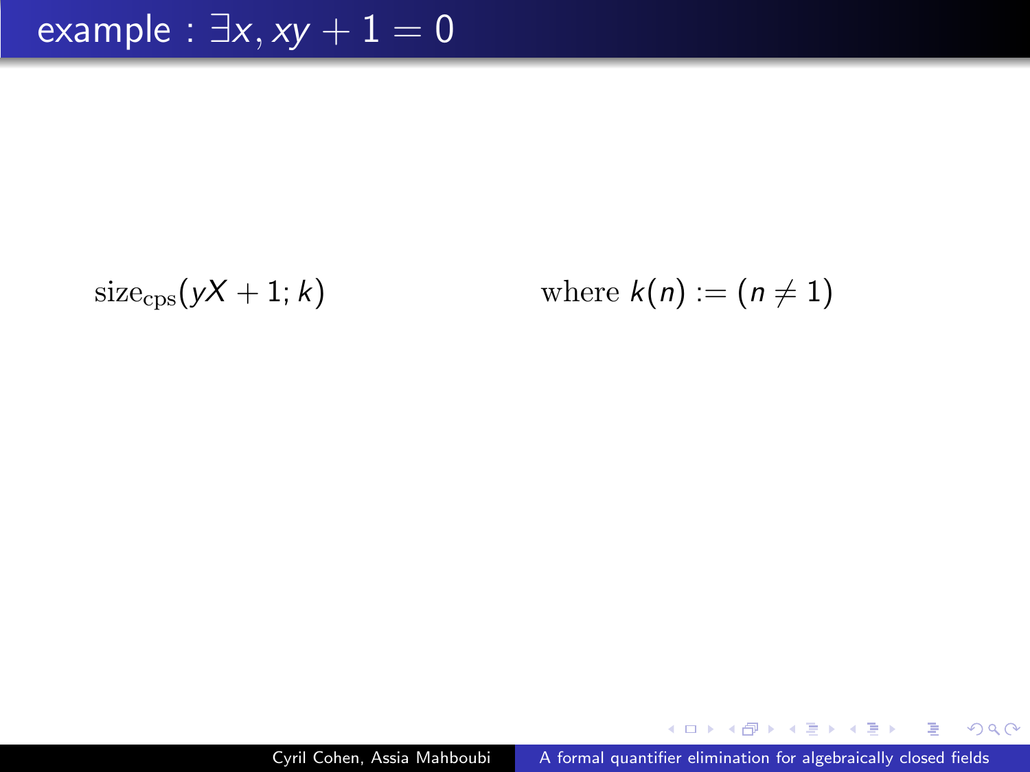# example : $\exists x, xy + 1 = 0$

$\text{size}_{\text{cps}}(yX + 1; k)$ where $k(n) := (n \neq 1)$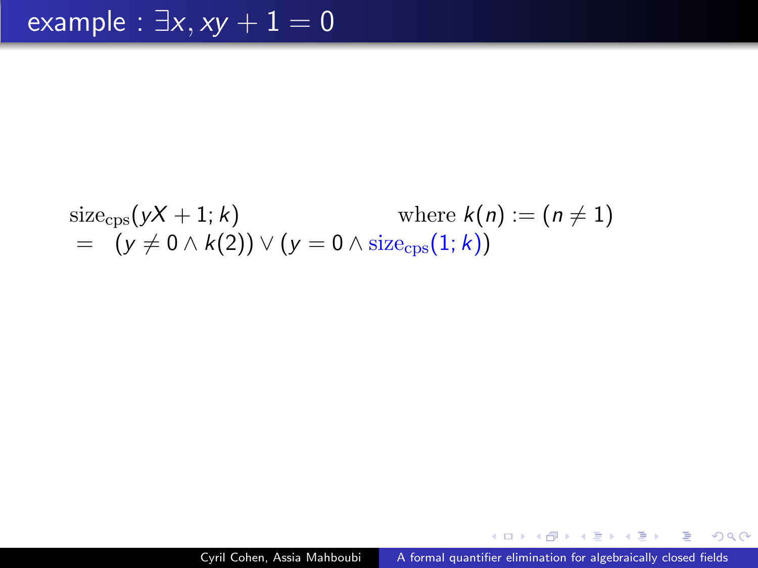# example : $\exists x, xy + 1 = 0$

$$
\begin{aligned}
&\mathrm{size}_{\mathrm{cps}}(yX + 1; k) && \text{where } k(n) := (n \neq 1) \\
&= \quad (y \neq 0 \wedge k(2)) \vee (y = 0 \wedge \mathrm{size}_{\mathrm{cps}}(1; k))
\end{aligned}
$$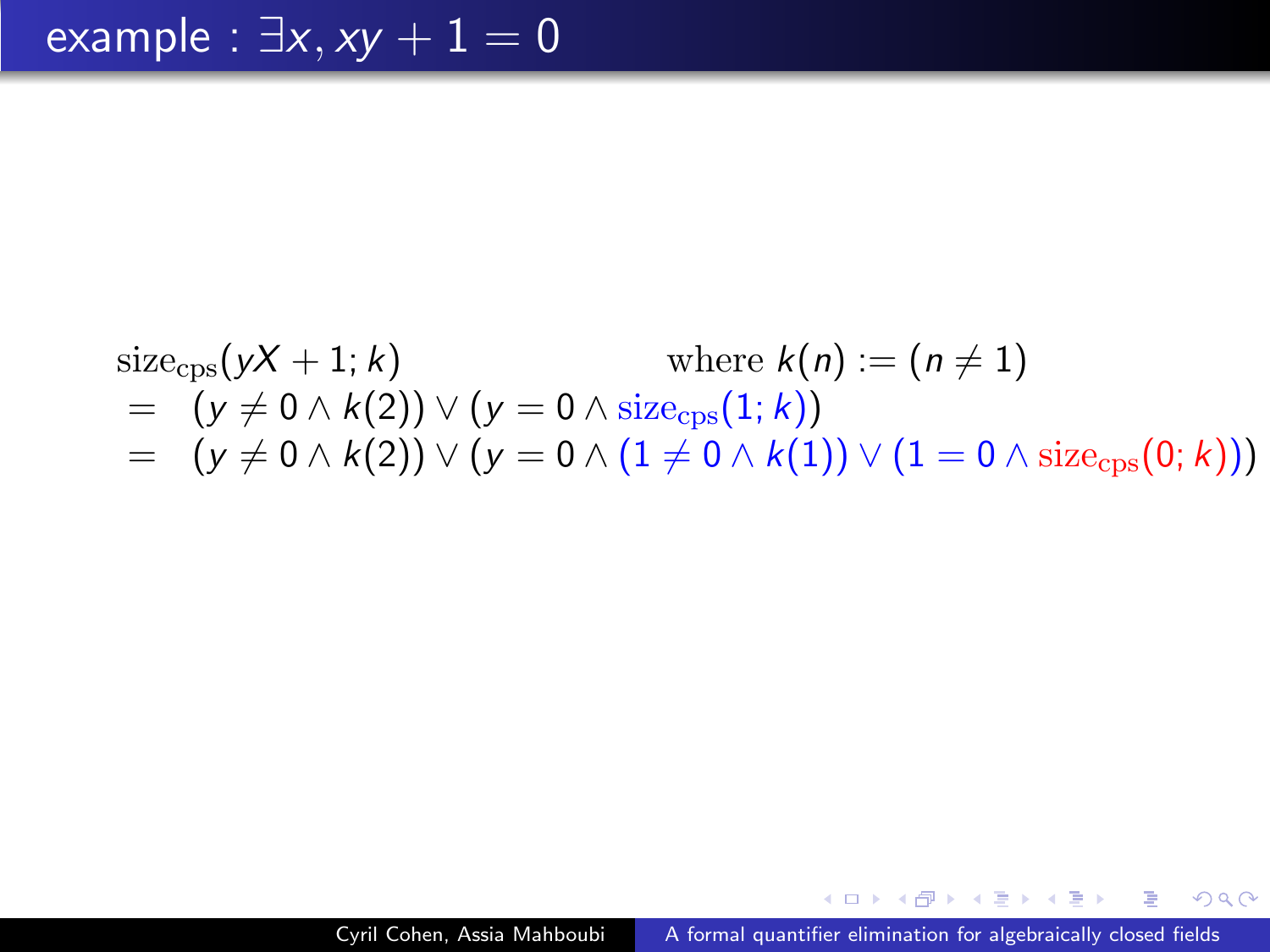# example : $\exists x, xy + 1 = 0$

$$
\begin{aligned}
& \mathrm{size}_{\mathrm{cps}}(yX + 1; k) \qquad\qquad\qquad \text{where } k(n) := (n \neq 1) \\
= \quad & (y \neq 0 \wedge k(2)) \vee (y = 0 \wedge \mathrm{size}_{\mathrm{cps}}(1; k)) \\
= \quad & (y \neq 0 \wedge k(2)) \vee (y = 0 \wedge (1 \neq 0 \wedge k(1)) \vee (1 = 0 \wedge \mathrm{size}_{\mathrm{cps}}(0; k)))
\end{aligned}
$$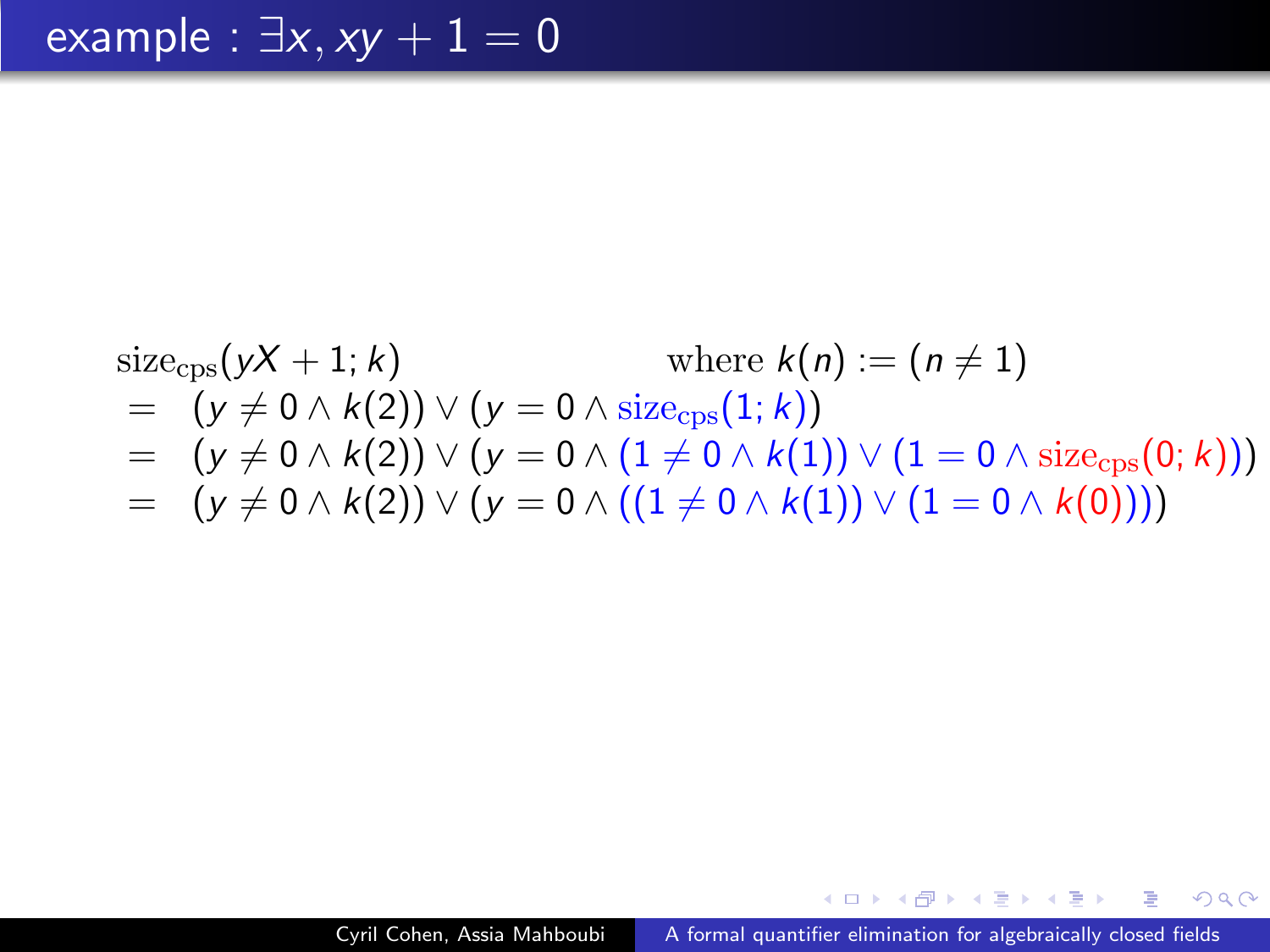# example : $\exists x, xy + 1 = 0$

$$
\begin{array}{rl}
& \mathrm{size_{cps}}(yX + 1; k) \qquad\qquad\qquad \text{where } k(n) := (n \neq 1) \\
= & (y \neq 0 \wedge k(2)) \vee (y = 0 \wedge \mathrm{size_{cps}}(1; k)) \\
= & (y \neq 0 \wedge k(2)) \vee (y = 0 \wedge (1 \neq 0 \wedge k(1)) \vee (1 = 0 \wedge \mathrm{size_{cps}}(0; k))) \\
= & (y \neq 0 \wedge k(2)) \vee (y = 0 \wedge ((1 \neq 0 \wedge k(1)) \vee (1 = 0 \wedge k(0))))
\end{array}
$$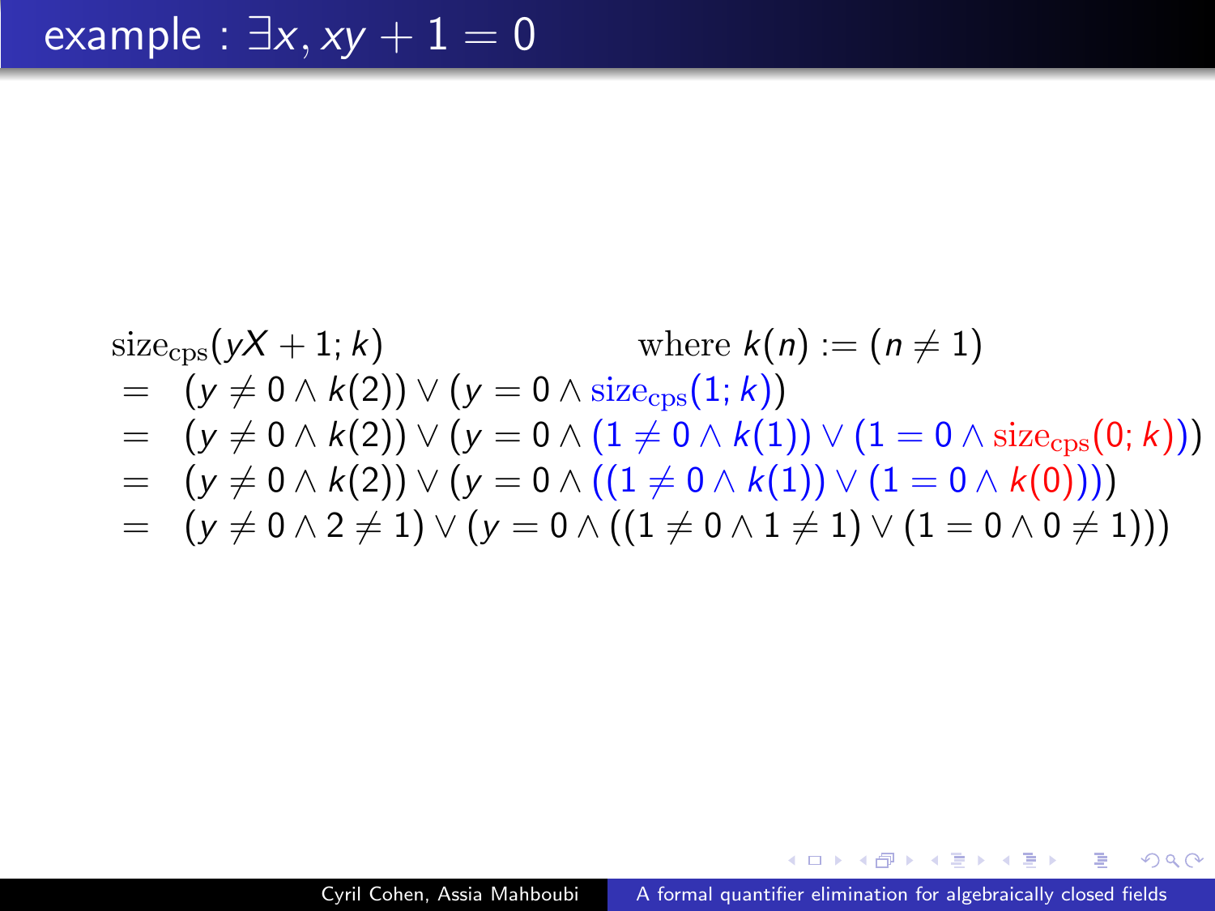# example : $\exists x, xy + 1 = 0$

$$
\begin{array}{rl}
\multicolumn{2}{l}{\mathrm{size_{cps}}(yX + 1; k) \qquad\qquad\qquad \text{where } k(n) := (n \neq 1)} \\
= & (y \neq 0 \wedge k(2)) \vee (y = 0 \wedge \mathrm{size_{cps}}(1; k)) \\
= & (y \neq 0 \wedge k(2)) \vee (y = 0 \wedge (1 \neq 0 \wedge k(1)) \vee (1 = 0 \wedge \mathrm{size_{cps}}(0; k))) \\
= & (y \neq 0 \wedge k(2)) \vee (y = 0 \wedge ((1 \neq 0 \wedge k(1)) \vee (1 = 0 \wedge k(0)))) \\
= & (y \neq 0 \wedge 2 \neq 1) \vee (y = 0 \wedge ((1 \neq 0 \wedge 1 \neq 1) \vee (1 = 0 \wedge 0 \neq 1)))
\end{array}
$$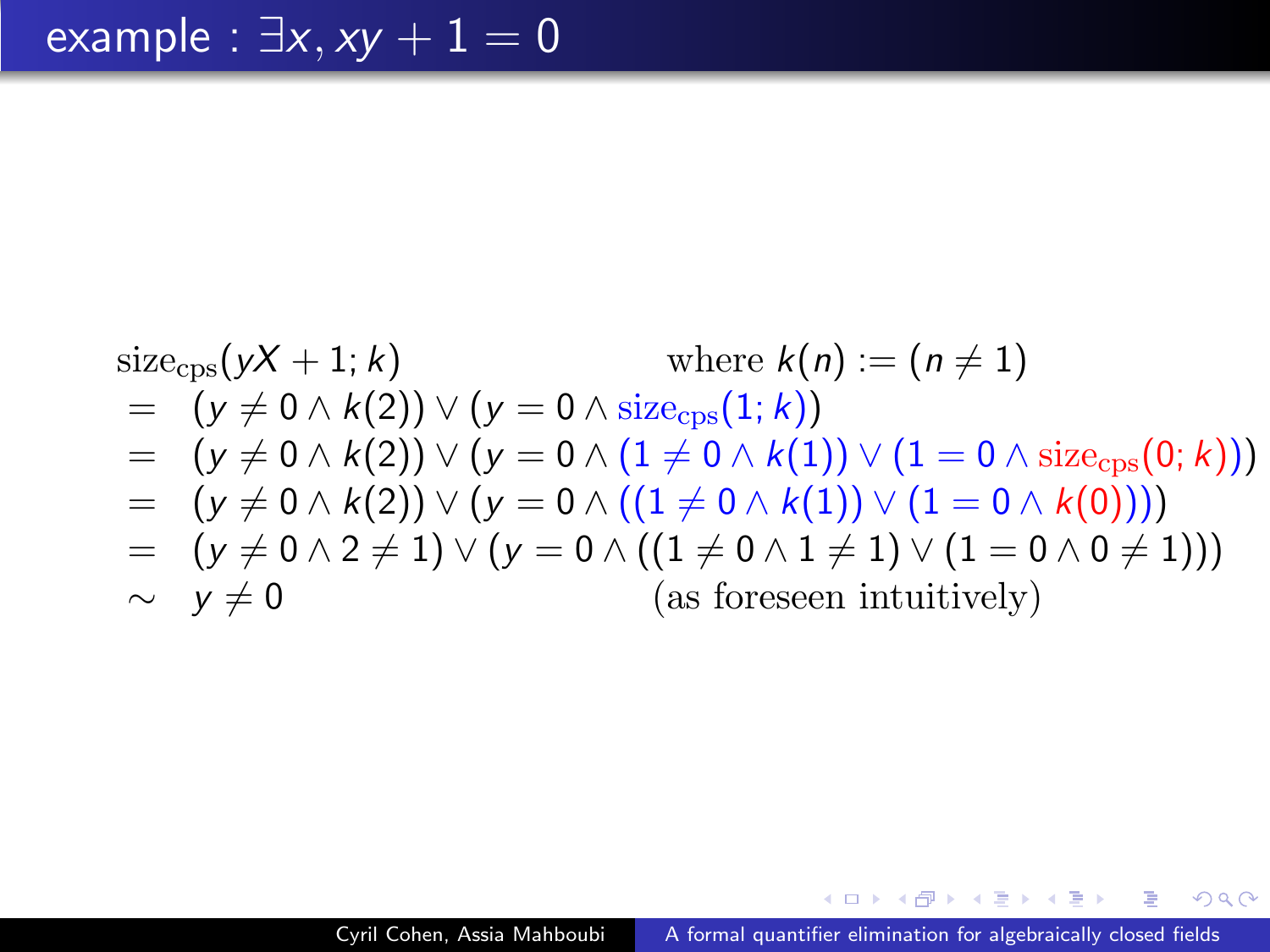# example : $\exists x, xy + 1 = 0$

$$
\begin{array}{rll}
& \mathrm{size}_{\mathrm{cps}}(yX + 1; k) & \text{where } k(n) := (n \neq 1) \\
= & (y \neq 0 \wedge k(2)) \vee (y = 0 \wedge \mathrm{size}_{\mathrm{cps}}(1; k)) & \\
= & (y \neq 0 \wedge k(2)) \vee (y = 0 \wedge (1 \neq 0 \wedge k(1)) \vee (1 = 0 \wedge \mathrm{size}_{\mathrm{cps}}(0; k))) & \\
= & (y \neq 0 \wedge k(2)) \vee (y = 0 \wedge ((1 \neq 0 \wedge k(1)) \vee (1 = 0 \wedge k(0)))) & \\
= & (y \neq 0 \wedge 2 \neq 1) \vee (y = 0 \wedge ((1 \neq 0 \wedge 1 \neq 1) \vee (1 = 0 \wedge 0 \neq 1))) & \\
\sim & y \neq 0 & \text{(as foreseen intuitively)}
\end{array}
$$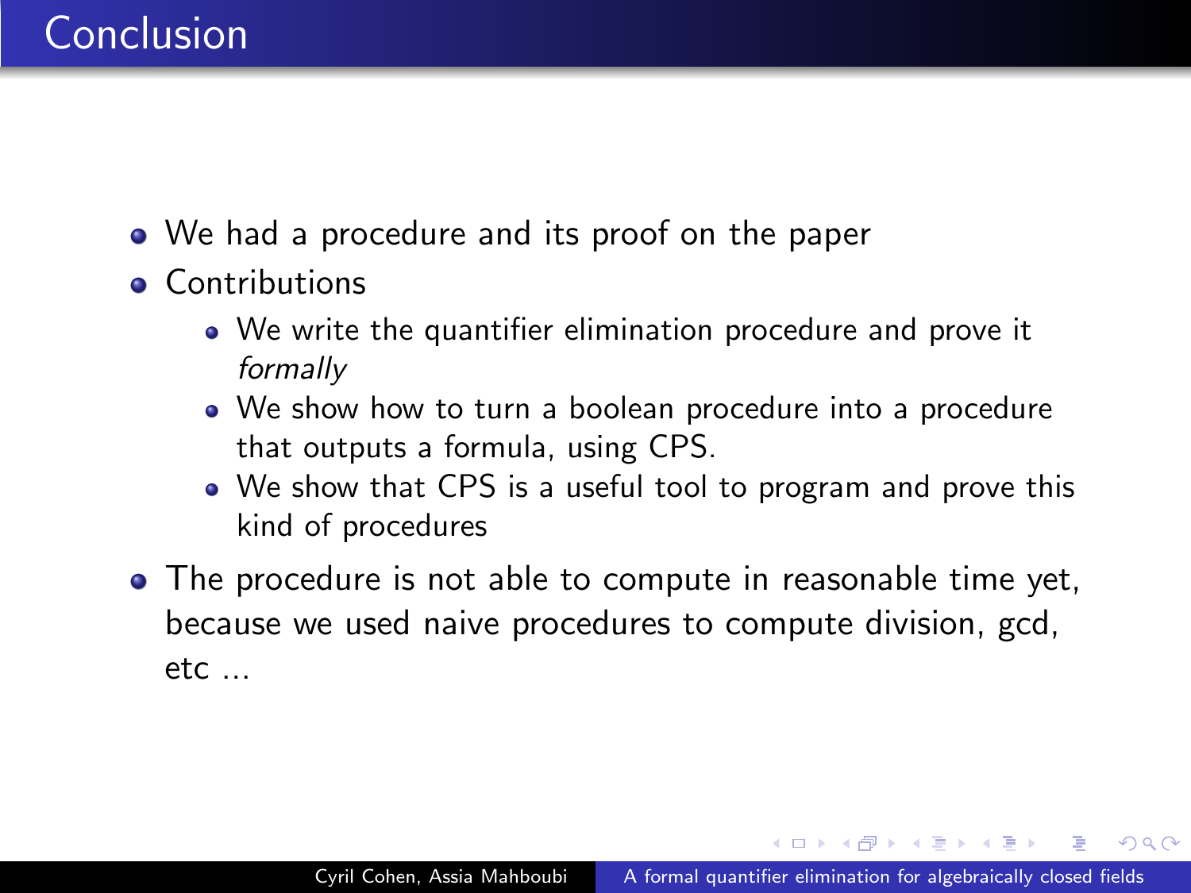# Conclusion

- We had a procedure and its proof on the paper
- Contributions
  - We write the quantifier elimination procedure and prove it *formally*
  - We show how to turn a boolean procedure into a procedure that outputs a formula, using CPS.
  - We show that CPS is a useful tool to program and prove this kind of procedures
- The procedure is not able to compute in reasonable time yet, because we used naive procedures to compute division, gcd, etc ...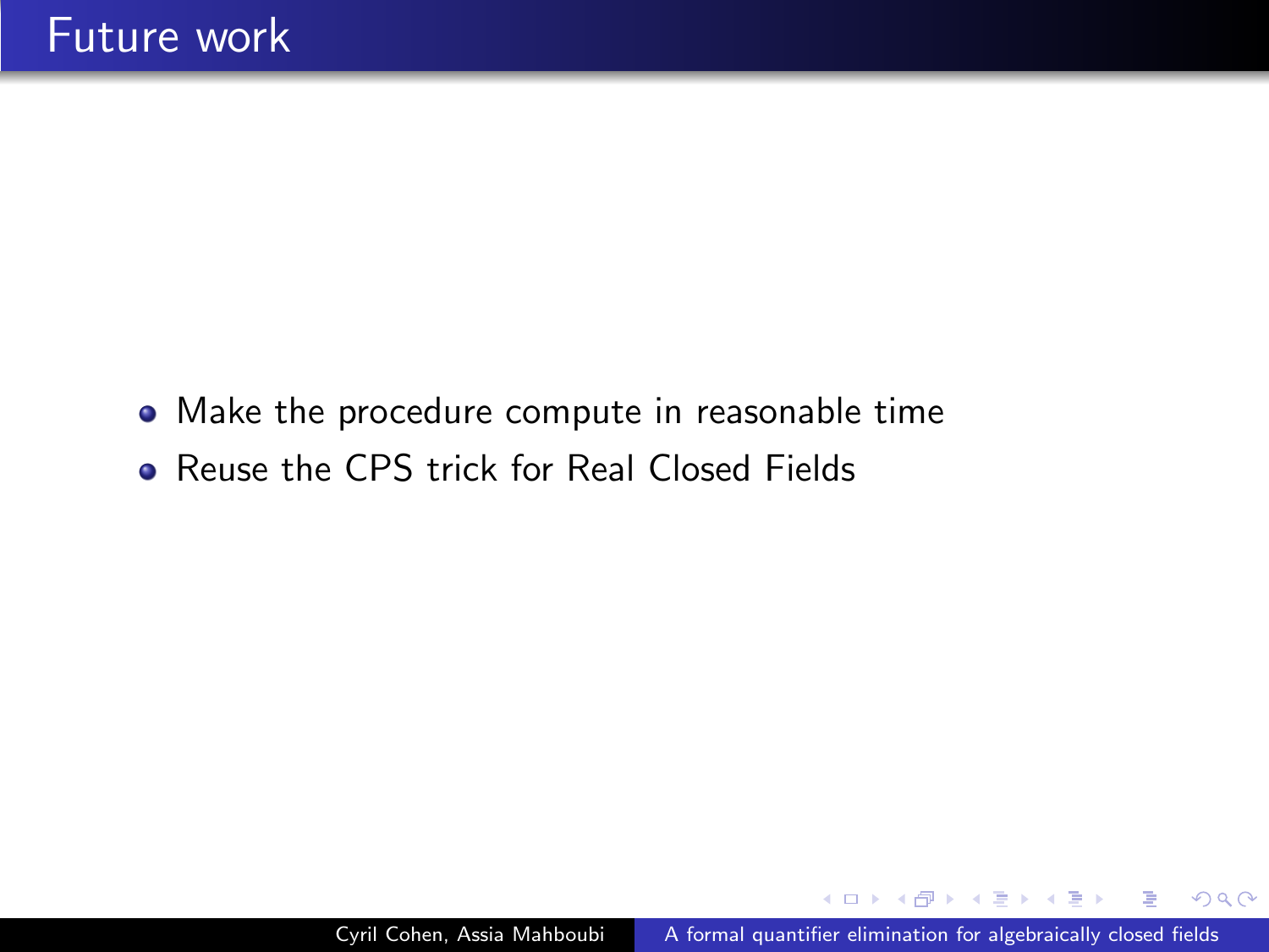# Future work

- Make the procedure compute in reasonable time
- Reuse the CPS trick for Real Closed Fields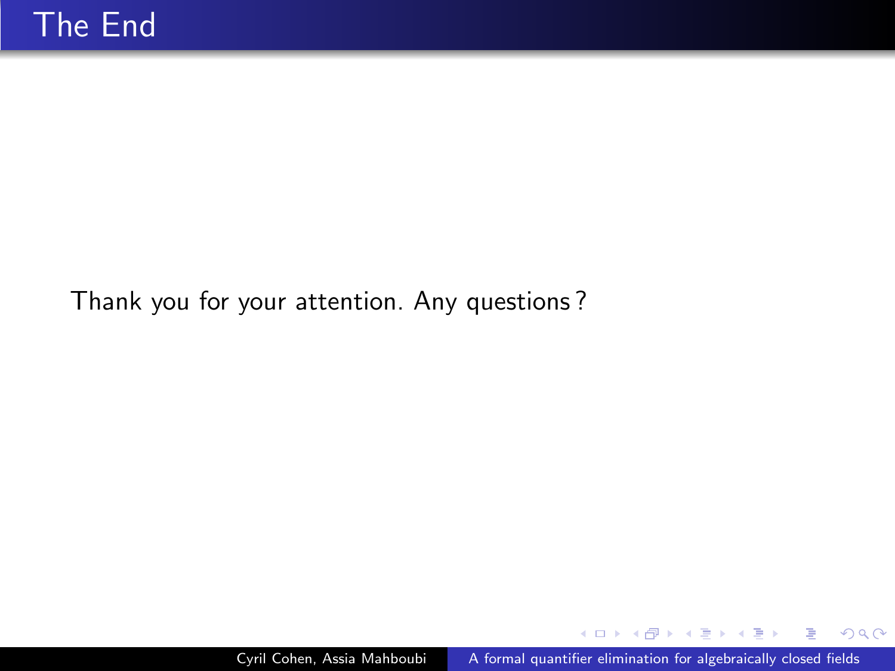# The End

Thank you for your attention. Any questions ?